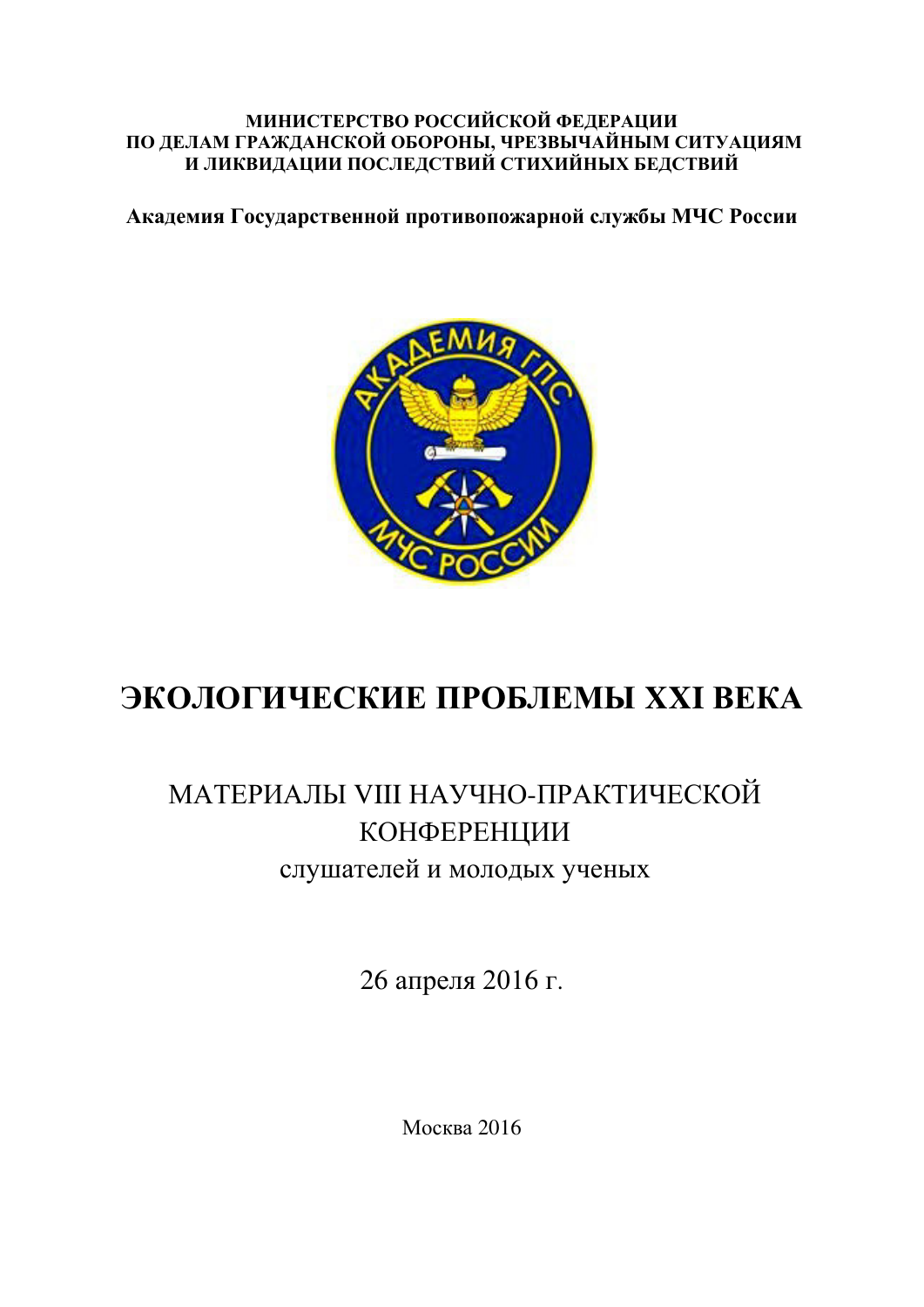**МИНИСТЕРСТВО РОССИЙСКОЙ ФЕДЕРАЦИИ**
**ПО ДЕЛАМ ГРАЖДАНСКОЙ ОБОРОНЫ, ЧРЕЗВЫЧАЙНЫМ СИТУАЦИЯМ**
**И ЛИКВИДАЦИИ ПОСЛЕДСТВИЙ СТИХИЙНЫХ БЕДСТВИЙ**

**Академия Государственной противопожарной службы МЧС России**

# ЭКОЛОГИЧЕСКИЕ ПРОБЛЕМЫ XXI ВЕКА

## МАТЕРИАЛЫ VIII НАУЧНО-ПРАКТИЧЕСКОЙ КОНФЕРЕНЦИИ

слушателей и молодых ученых

26 апреля 2016 г.

Москва 2016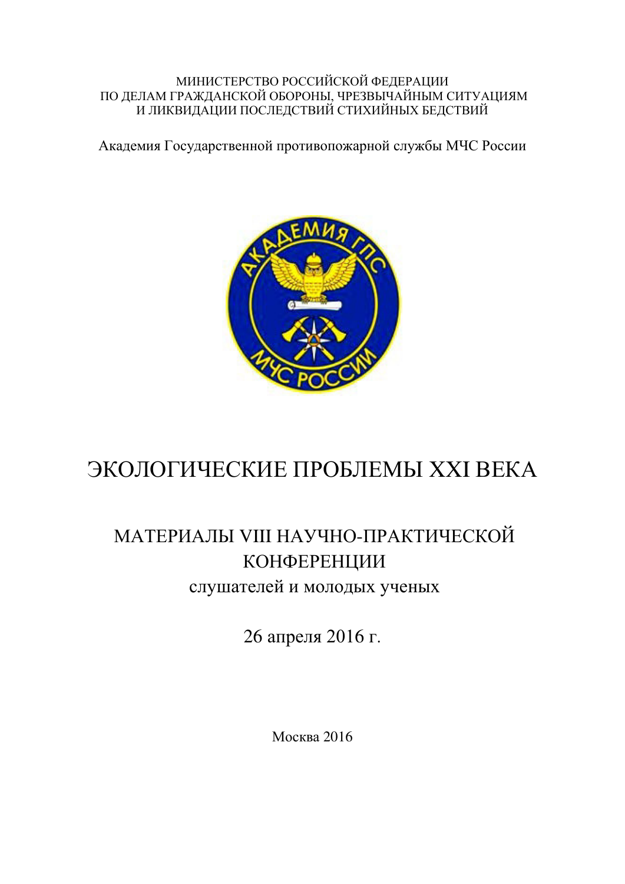МИНИСТЕРСТВО РОССИЙСКОЙ ФЕДЕРАЦИИ
ПО ДЕЛАМ ГРАЖДАНСКОЙ ОБОРОНЫ, ЧРЕЗВЫЧАЙНЫМ СИТУАЦИЯМ
И ЛИКВИДАЦИИ ПОСЛЕДСТВИЙ СТИХИЙНЫХ БЕДСТВИЙ

Академия Государственной противопожарной службы МЧС России

# ЭКОЛОГИЧЕСКИЕ ПРОБЛЕМЫ XXI ВЕКА

## МАТЕРИАЛЫ VIII НАУЧНО-ПРАКТИЧЕСКОЙ КОНФЕРЕНЦИИ

слушателей и молодых ученых

26 апреля 2016 г.

Москва 2016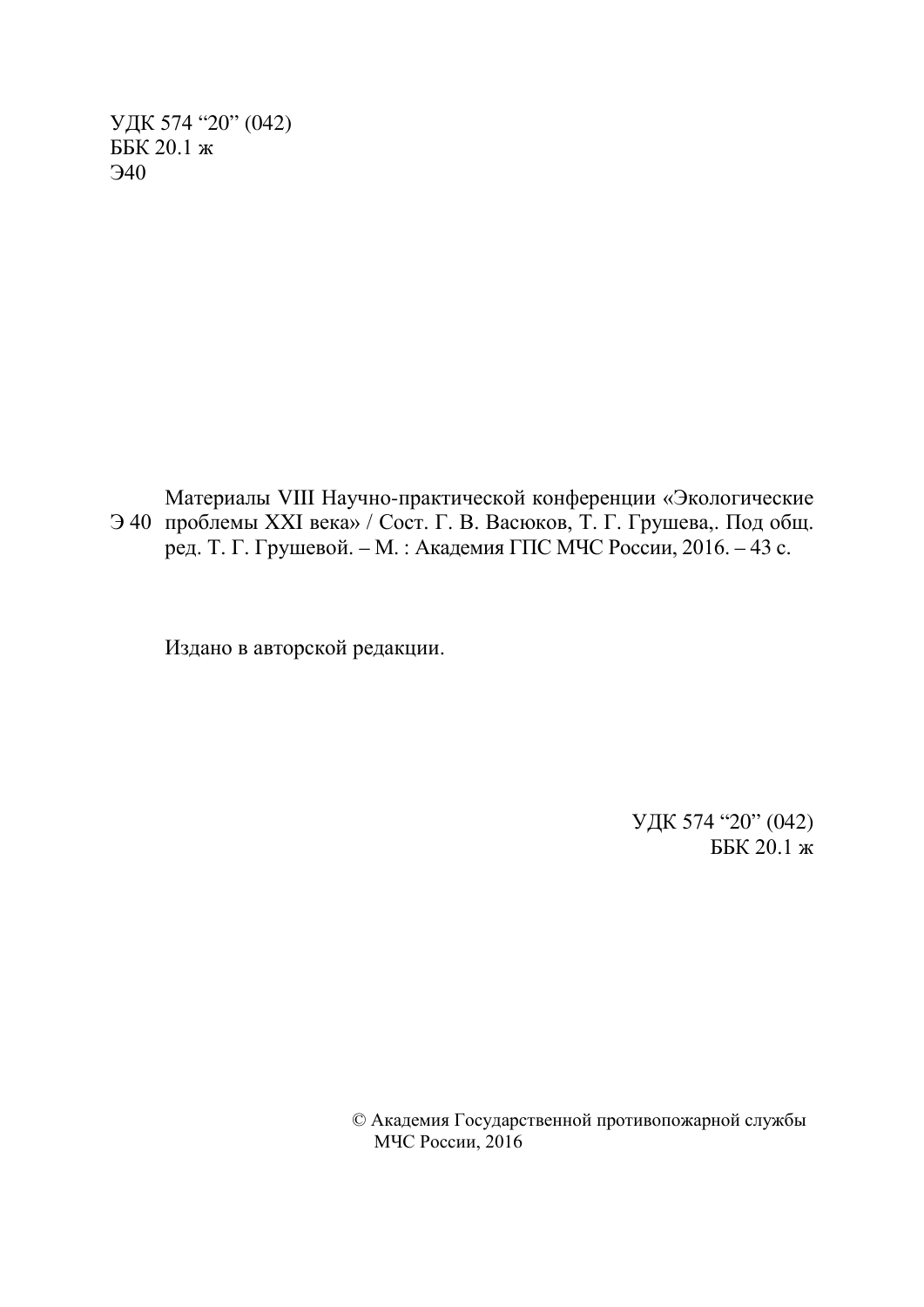УДК 574 “20” (042)
ББК 20.1 ж
Э40

Э 40 Материалы VIII Научно-практической конференции «Экологические проблемы XXI века» / Сост. Г. В. Васюков, Т. Г. Грушева,. Под общ. ред. Т. Г. Грушевой. – М. : Академия ГПС МЧС России, 2016. – 43 с.

Издано в авторской редакции.

УДК 574 “20” (042)
ББК 20.1 ж

© Академия Государственной противопожарной службы МЧС России, 2016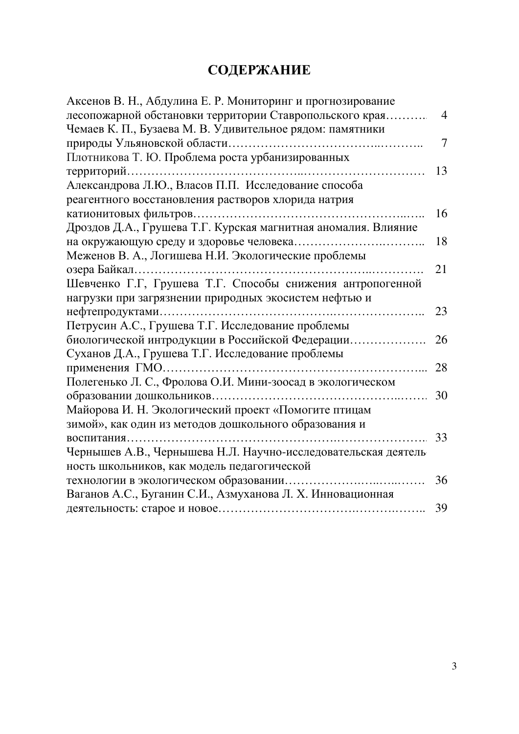# СОДЕРЖАНИЕ

| | |
|---|---|
| Аксенов В. Н., Абдулина Е. Р. Мониторинг и прогнозирование лесопожарной обстановки территории Ставропольского края………. | 4 |
| Чемаев К. П., Бузаева М. В. Удивительное рядом: памятники природы Ульяновской области……………………………..……….. | 7 |
| Плотникова Т. Ю. Проблема роста урбанизированных территорий…………………………………..………………………… | 13 |
| Александрова Л.Ю., Власов П.П. Исследование способа реагентного восстановления растворов хлорида натрия катионитовых фильтров…………………………………………..….. | 16 |
| Дроздов Д.А., Грушева Т.Г. Курская магнитная аномалия. Влияние на окружающую среду и здоровье человека…………………….……….. | 18 |
| Меженов В. А., Логишева Н.И. Экологические проблемы озера Байкал……………………………………………………..…………. | 21 |
| Шевченко Г.Г, Грушева Т.Г. Способы снижения антропогенной нагрузки при загрязнении природных экосистем нефтью и нефтепродуктами…………………………………….………………….. | 23 |
| Петрусин А.С., Грушева Т.Г. Исследование проблемы биологической интродукции в Российской Федерации………………. | 26 |
| Суханов Д.А., Грушева Т.Г. Исследование проблемы применения ГМО……………………………………………………... | 28 |
| Полегенько Л. С., Фролова О.И. Мини-зоосад в экологическом образовании дошкольников……………………………………..……. | 30 |
| Майорова И. Н. Экологический проект «Помогите птицам зимой», как один из методов дошкольного образования и воспитания…………………………………………….………………….. | 33 |
| Чернышев А.В., Чернышева Н.Л. Научно-исследовательская деятельность школьников, как модель педагогической технологии в экологическом образовании……………….…..…..……. | 36 |
| Ваганов А.С., Буганин С.И., Азмуханова Л. Х. Инновационная деятельность: старое и новое…………………………….……….…….. | 39 |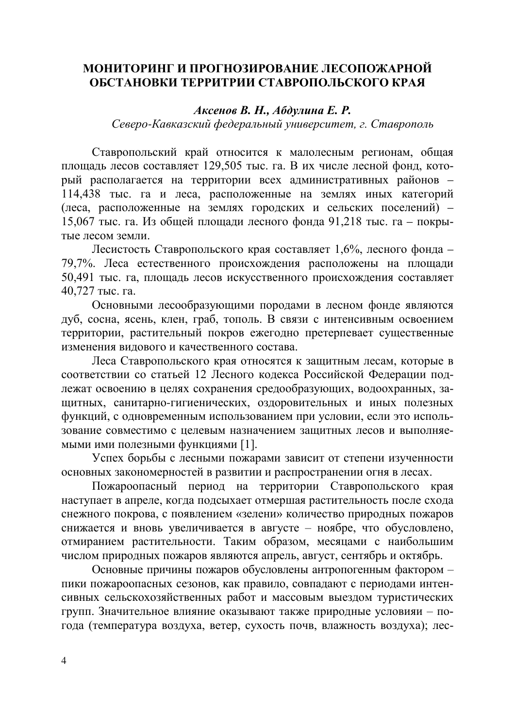# МОНИТОРИНГ И ПРОГНОЗИРОВАНИЕ ЛЕСОПОЖАРНОЙ ОБСТАНОВКИ ТЕРРИТРИИ СТАВРОПОЛЬСКОГО КРАЯ

***Аксенов В. Н., Абдулина Е. Р.***
*Северо-Кавказский федеральный университет, г. Ставрополь*

Ставропольский край относится к малолесным регионам, общая площадь лесов составляет 129,505 тыс. га. В их числе лесной фонд, который располагается на территории всех административных районов – 114,438 тыс. га и леса, расположенные на землях иных категорий (леса, расположенные на землях городских и сельских поселений) – 15,067 тыс. га. Из общей площади лесного фонда 91,218 тыс. га – покрытые лесом земли.

Лесистость Ставропольского края составляет 1,6%, лесного фонда – 79,7%. Леса естественного происхождения расположены на площади 50,491 тыс. га, площадь лесов искусственного происхождения составляет 40,727 тыс. га.

Основными лесообразующими породами в лесном фонде являются дуб, сосна, ясень, клен, граб, тополь. В связи с интенсивным освоением территории, растительный покров ежегодно претерпевает существенные изменения видового и качественного состава.

Леса Ставропольского края относятся к защитным лесам, которые в соответствии со статьей 12 Лесного кодекса Российской Федерации подлежат освоению в целях сохранения средообразующих, водоохранных, защитных, санитарно-гигиенических, оздоровительных и иных полезных функций, с одновременным использованием при условии, если это использование совместимо с целевым назначением защитных лесов и выполняемыми ими полезными функциями [1].

Успех борьбы с лесными пожарами зависит от степени изученности основных закономерностей в развитии и распространении огня в лесах.

Пожароопасный период на территории Ставропольского края наступает в апреле, когда подсыхает отмершая растительность после схода снежного покрова, с появлением «зелени» количество природных пожаров снижается и вновь увеличивается в августе – ноябре, что обусловлено, отмиранием растительности. Таким образом, месяцами с наибольшим числом природных пожаров являются апрель, август, сентябрь и октябрь.

Основные причины пожаров обусловлены антропогенным фактором – пики пожароопасных сезонов, как правило, совпадают с периодами интенсивных сельскохозяйственных работ и массовым выездом туристических групп. Значительное влияние оказывают также природные условияи – погода (температура воздуха, ветер, сухость почв, влажность воздуха); лес-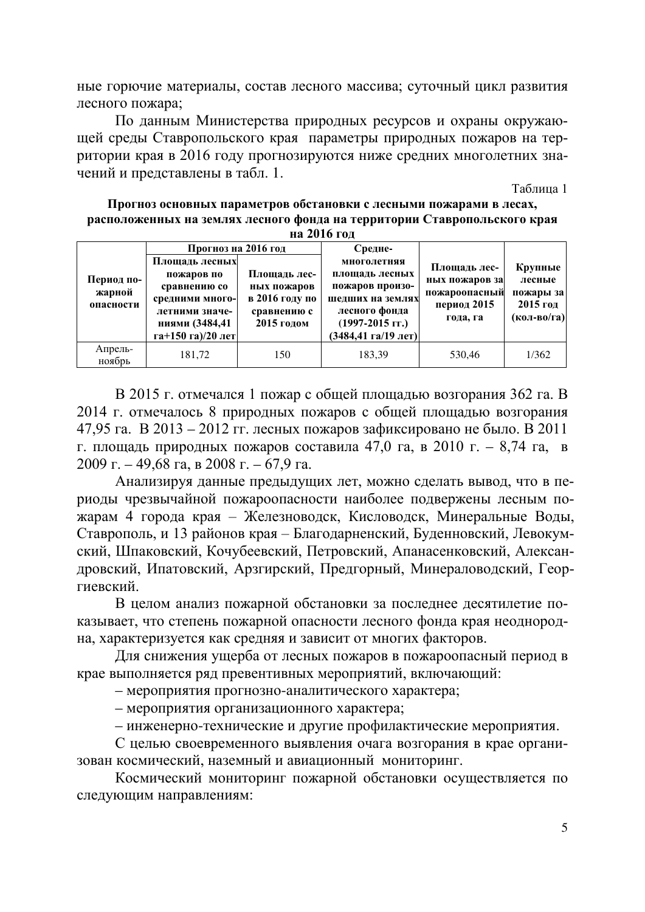ные горючие материалы, состав лесного массива; суточный цикл развития лесного пожара;

По данным Министерства природных ресурсов и охраны окружающей среды Ставропольского края параметры природных пожаров на территории края в 2016 году прогнозируются ниже средних многолетних значений и представлены в табл. 1.

Таблица 1

**Прогноз основных параметров обстановки с лесными пожарами в лесах, расположенных на землях лесного фонда на территории Ставропольского края на 2016 год**

| Период пожарной опасности | Прогноз на 2016 год | | Средне-многолетняя площадь лесных пожаров произошедших на землях лесного фонда (1997-2015 гг.) (3484,41 га/19 лет) | Площадь лесных пожаров за пожароопасный период 2015 года, га | Крупные лесные пожары за 2015 год (кол-во/га) |
|---|---|---|---|---|---|
| | Площадь лесных пожаров по сравнению со средними многолетними значениями (3484,41 га+150 га)/20 лет | Площадь лесных пожаров в 2016 году по сравнению с 2015 годом | | | |
| Апрель-ноябрь | 181,72 | 150 | 183,39 | 530,46 | 1/362 |

В 2015 г. отмечался 1 пожар с общей площадью возгорания 362 га. В 2014 г. отмечалось 8 природных пожаров с общей площадью возгорания 47,95 га. В 2013 – 2012 гг. лесных пожаров зафиксировано не было. В 2011 г. площадь природных пожаров составила 47,0 га, в 2010 г. – 8,74 га, в 2009 г. – 49,68 га, в 2008 г. – 67,9 га.

Анализируя данные предыдущих лет, можно сделать вывод, что в периоды чрезвычайной пожароопасности наиболее подвержены лесным пожарам 4 города края – Железноводск, Кисловодск, Минеральные Воды, Ставрополь, и 13 районов края – Благодарненский, Буденновский, Левокумский, Шпаковский, Кочубеевский, Петровский, Апанасенковский, Александровский, Ипатовский, Арзгирский, Предгорный, Минераловодский, Георгиевский.

В целом анализ пожарной обстановки за последнее десятилетие показывает, что степень пожарной опасности лесного фонда края неоднородна, характеризуется как средняя и зависит от многих факторов.

Для снижения ущерба от лесных пожаров в пожароопасный период в крае выполняется ряд превентивных мероприятий, включающий:

– мероприятия прогнозно-аналитического характера;

– мероприятия организационного характера;

– инженерно-технические и другие профилактические мероприятия.

С целью своевременного выявления очага возгорания в крае организован космический, наземный и авиационный мониторинг.

Космический мониторинг пожарной обстановки осуществляется по следующим направлениям: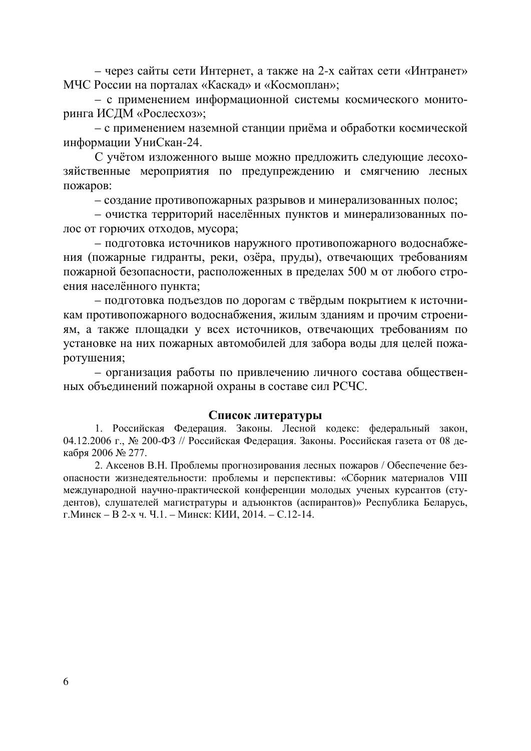– через сайты сети Интернет, а также на 2-х сайтах сети «Интранет» МЧС России на порталах «Каскад» и «Космоплан»;

– с применением информационной системы космического мониторинга ИСДМ «Рослесхоз»;

– с применением наземной станции приёма и обработки космической информации УниСкан-24.

С учётом изложенного выше можно предложить следующие лесохозяйственные мероприятия по предупреждению и смягчению лесных пожаров:

– создание противопожарных разрывов и минерализованных полос;

– очистка территорий населённых пунктов и минерализованных полос от горючих отходов, мусора;

– подготовка источников наружного противопожарного водоснабжения (пожарные гидранты, реки, озёра, пруды), отвечающих требованиям пожарной безопасности, расположенных в пределах 500 м от любого строения населённого пункта;

– подготовка подъездов по дорогам с твёрдым покрытием к источникам противопожарного водоснабжения, жилым зданиям и прочим строениям, а также площадки у всех источников, отвечающих требованиям по установке на них пожарных автомобилей для забора воды для целей пожаротушения;

– организация работы по привлечению личного состава общественных объединений пожарной охраны в составе сил РСЧС.

## Список литературы

1. Российская Федерация. Законы. Лесной кодекс: федеральный закон, 04.12.2006 г., № 200-ФЗ // Российская Федерация. Законы. Российская газета от 08 декабря 2006 № 277.

2. Аксенов В.Н. Проблемы прогнозирования лесных пожаров / Обеспечение безопасности жизнедеятельности: проблемы и перспективы: «Сборник материалов VIII международной научно-практической конференции молодых ученых курсантов (студентов), слушателей магистратуры и адъюнктов (аспирантов)» Республика Беларусь, г.Минск – В 2-х ч. Ч.1. – Минск: КИИ, 2014. – С.12-14.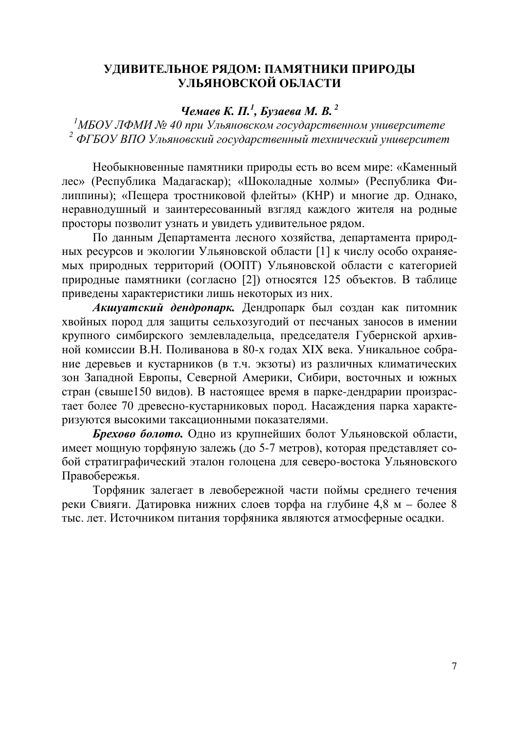# УДИВИТЕЛЬНОЕ РЯДОМ: ПАМЯТНИКИ ПРИРОДЫ УЛЬЯНОВСКОЙ ОБЛАСТИ

***Чемаев К. П.[1], Бузаева М. В.[2]***

*[1]МБОУ ЛФМИ № 40 при Ульяновском государственном университете*
*[2] ФГБОУ ВПО Ульяновский государственный технический университет*

Необыкновенные памятники природы есть во всем мире: «Каменный лес» (Республика Мадагаскар); «Шоколадные холмы» (Республика Филиппины); «Пещера тростниковой флейты» (КНР) и многие др. Однако, неравнодушный и заинтересованный взгляд каждого жителя на родные просторы позволит узнать и увидеть удивительное рядом.

По данным Департамента лесного хозяйства, департамента природных ресурсов и экологии Ульяновской области [1] к числу особо охраняемых природных территорий (ООПТ) Ульяновской области с категорией природные памятники (согласно [2]) относятся 125 объектов. В таблице приведены характеристики лишь некоторых из них.

***Акшуатский дендропарк.*** Дендропарк был создан как питомник хвойных пород для защиты сельхозугодий от песчаных заносов в имении крупного симбирского землевладельца, председателя Губернской архивной комиссии В.Н. Поливанова в 80-х годах XIX века. Уникальное собрание деревьев и кустарников (в т.ч. экзоты) из различных климатических зон Западной Европы, Северной Америки, Сибири, восточных и южных стран (свыше150 видов). В настоящее время в парке-дендрарии произрастает более 70 древесно-кустарниковых пород. Насаждения парка характеризуются высокими таксационными показателями.

***Брехово болото.*** Одно из крупнейших болот Ульяновской области, имеет мощную торфяную залежь (до 5-7 метров), которая представляет собой стратиграфический эталон голоцена для северо-востока Ульяновского Правобережья.

Торфяник залегает в левобережной части поймы среднего течения реки Свияги. Датировка нижних слоев торфа на глубине 4,8 м – более 8 тыс. лет. Источником питания торфяника являются атмосферные осадки.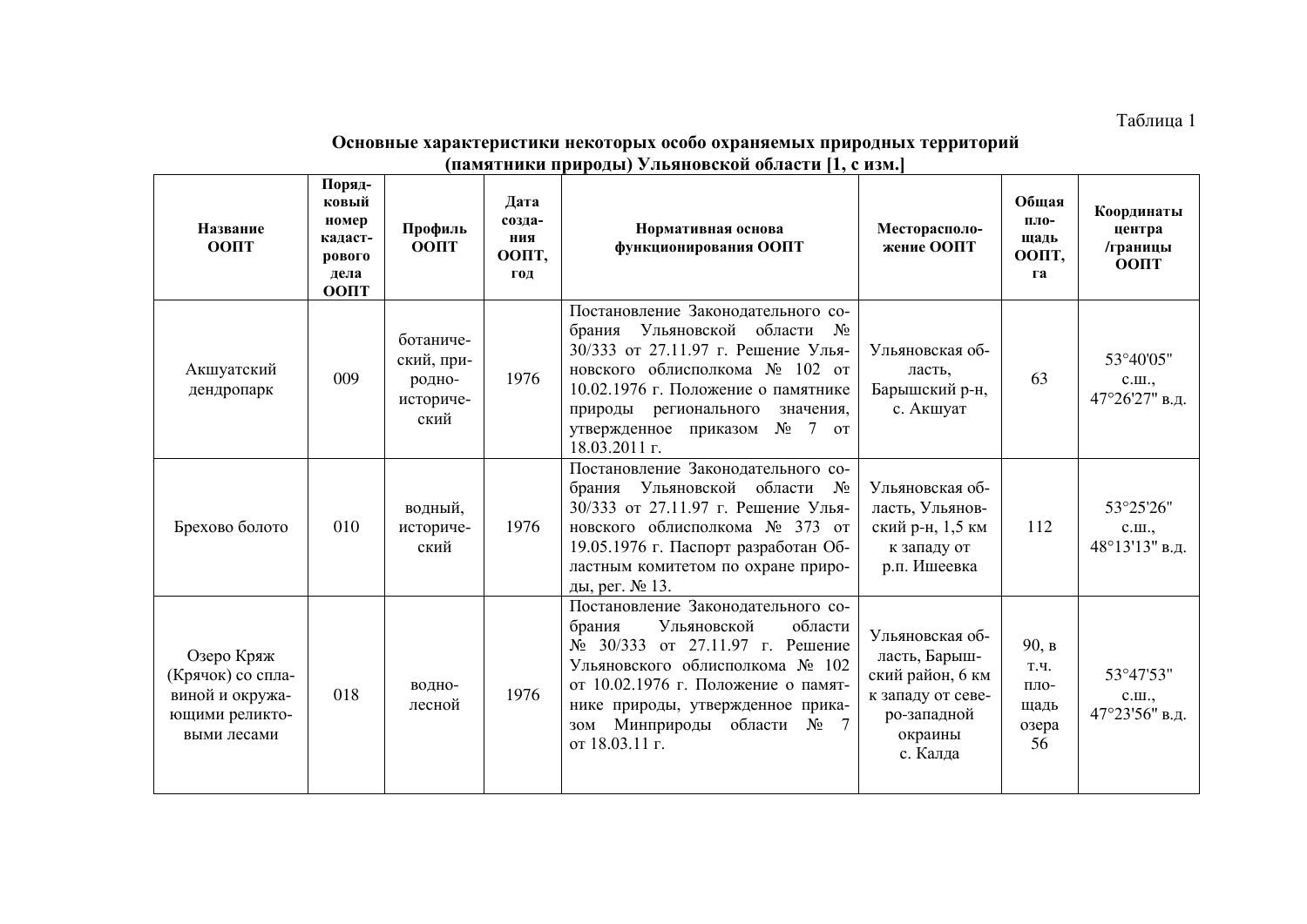Таблица 1

**Основные характеристики некоторых особо охраняемых природных территорий (памятники природы) Ульяновской области [1, с изм.]**

| Название ООПТ | Порядковый номер кадастрового дела ООПТ | Профиль ООПТ | Дата создания ООПТ, год | Нормативная основа функционирования ООПТ | Месторасположение ООПТ | Общая площадь ООПТ, га | Координаты центра /границы ООПТ |
|---|---|---|---|---|---|---|---|
| Акшуатский дендропарк | 009 | ботанический, природно-исторический | 1976 | Постановление Законодательного собрания Ульяновской области № 30/333 от 27.11.97 г. Решение Ульяновского облисполкома № 102 от 10.02.1976 г. Положение о памятнике природы регионального значения, утвержденное приказом № 7 от 18.03.2011 г. | Ульяновская область, Барышский р-н, с. Акшуат | 63 | 53°40'05" с.ш., 47°26'27" в.д. |
| Брехово болото | 010 | водный, исторический | 1976 | Постановление Законодательного собрания Ульяновской области № 30/333 от 27.11.97 г. Решение Ульяновского облисполкома № 373 от 19.05.1976 г. Паспорт разработан Областным комитетом по охране природы, рег. № 13. | Ульяновская область, Ульяновский р-н, 1,5 км к западу от р.п. Ишеевка | 112 | 53°25'26" с.ш., 48°13'13" в.д. |
| Озеро Кряж (Крячок) со сплавиной и окружающими реликтовыми лесами | 018 | водно-лесной | 1976 | Постановление Законодательного собрания Ульяновской области № 30/333 от 27.11.97 г. Решение Ульяновского облисполкома № 102 от 10.02.1976 г. Положение о памятнике природы, утвержденное приказом Минприроды области № 7 от 18.03.11 г. | Ульяновская область, Барышский район, 6 км к западу от северо-западной окраины с. Калда | 90, в т.ч. площадь озера 56 | 53°47'53" с.ш., 47°23'56" в.д. |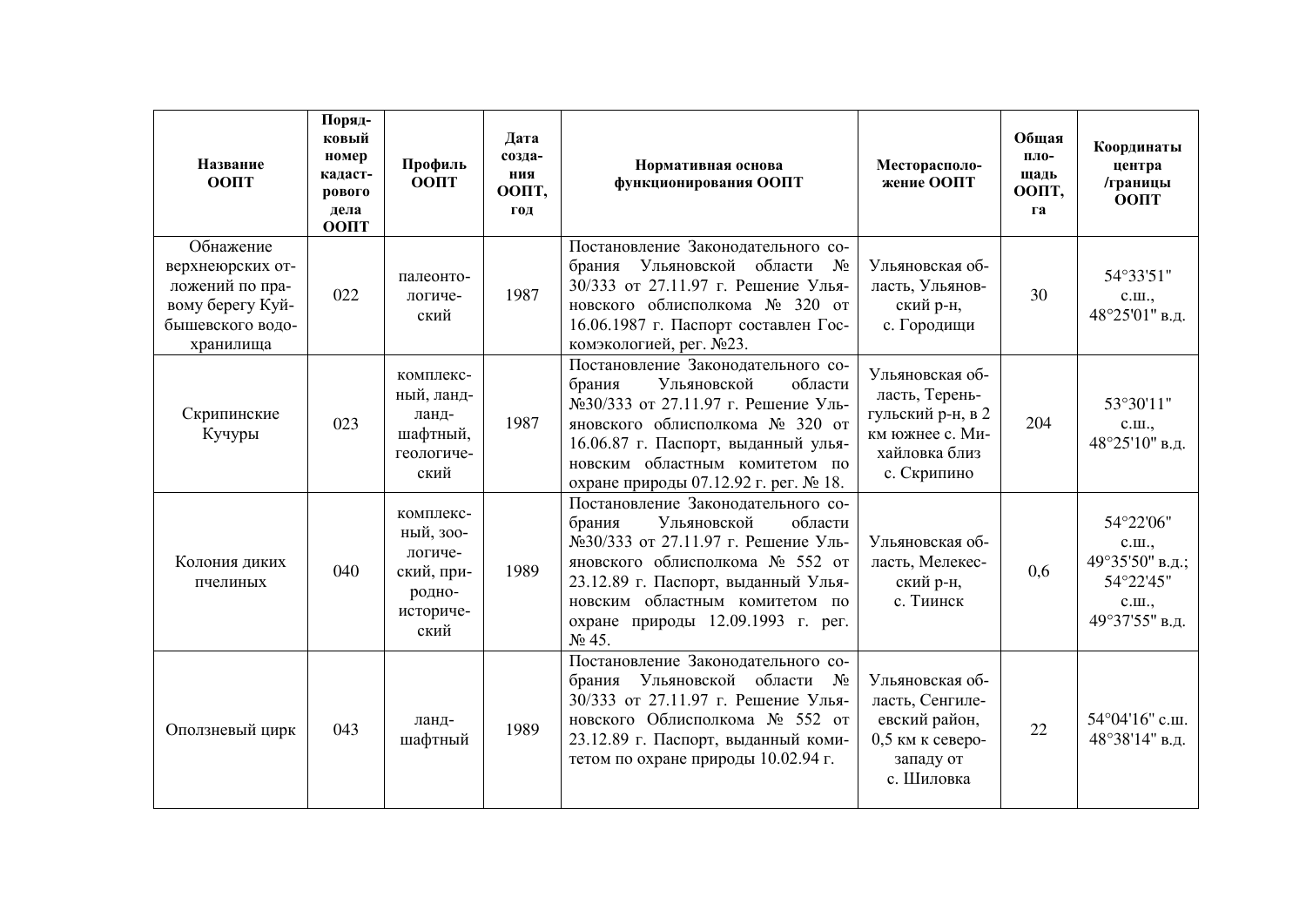| Название ООПТ | Порядковый номер кадастрового дела ООПТ | Профиль ООПТ | Дата создания ООПТ, год | Нормативная основа функционирования ООПТ | Месторасположение ООПТ | Общая площадь ООПТ, га | Координаты центра /границы ООПТ |
|---|---|---|---|---|---|---|---|
| Обнажение верхнеюрских отложений по правому берегу Куйбышевского водохранилища | 022 | палеонтологический | 1987 | Постановление Законодательного собрания Ульяновской области № 30/333 от 27.11.97 г. Решение Ульяновского облисполкома № 320 от 16.06.1987 г. Паспорт составлен Госкомэкологией, рег. №23. | Ульяновская область, Ульяновский р-н, с. Городищи | 30 | 54°33'51" с.ш., 48°25'01" в.д. |
| Скрипинские Кучуры | 023 | комплексный, ландландшафтный, геологический | 1987 | Постановление Законодательного собрания Ульяновской области №30/333 от 27.11.97 г. Решение Ульяновского облисполкома № 320 от 16.06.87 г. Паспорт, выданный ульяновским областным комитетом по охране природы 07.12.92 г. рег. № 18. | Ульяновская область, Тереньгульский р-н, в 2 км южнее с. Михайловка близ с. Скрипино | 204 | 53°30'11" с.ш., 48°25'10" в.д. |
| Колония диких пчелиных | 040 | комплексный, зоологический, природно-исторический | 1989 | Постановление Законодательного собрания Ульяновской области №30/333 от 27.11.97 г. Решение Ульяновского облисполкома № 552 от 23.12.89 г. Паспорт, выданный Ульяновским областным комитетом по охране природы 12.09.1993 г. рег. № 45. | Ульяновская область, Мелекесский р-н, с. Тиинск | 0,6 | 54°22'06" с.ш., 49°35'50" в.д.; 54°22'45" с.ш., 49°37'55" в.д. |
| Оползневый цирк | 043 | ландшафтный | 1989 | Постановление Законодательного собрания Ульяновской области № 30/333 от 27.11.97 г. Решение Ульяновского Облисполкома № 552 от 23.12.89 г. Паспорт, выданный комитетом по охране природы 10.02.94 г. | Ульяновская область, Сенгилеевский район, 0,5 км к северо-западу от с. Шиловка | 22 | 54°04'16" с.ш. 48°38'14" в.д. |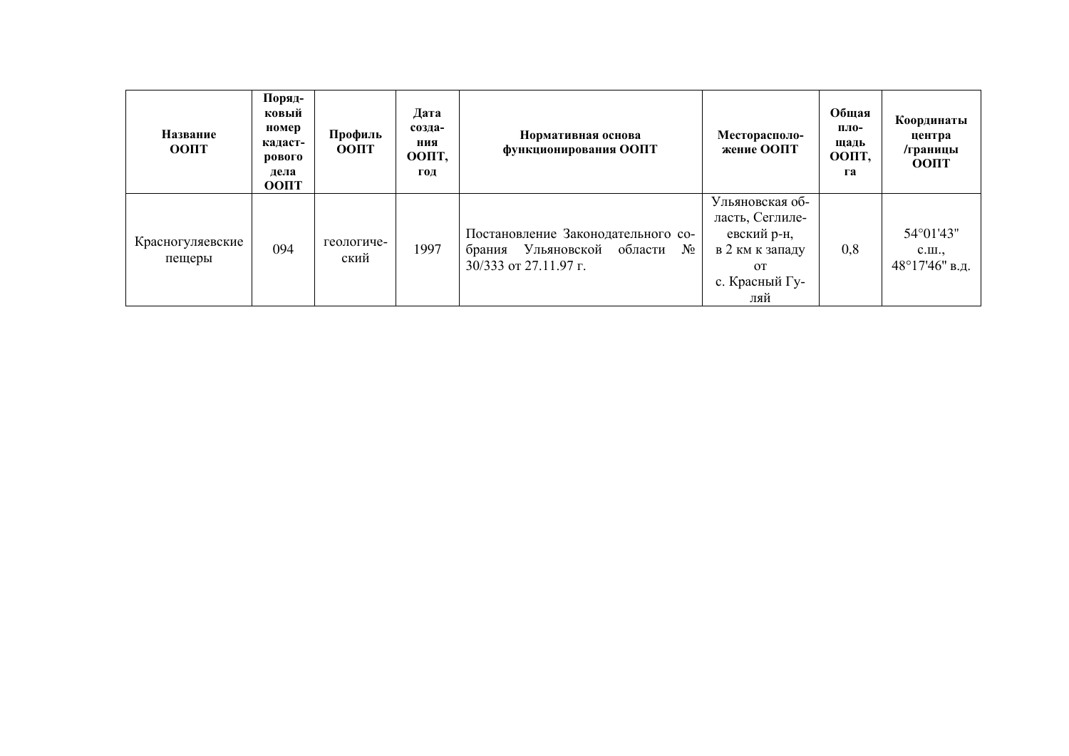| Название ООПТ | Порядковый номер кадастрового дела ООПТ | Профиль ООПТ | Дата создания ООПТ, год | Нормативная основа функционирования ООПТ | Месторасположение ООПТ | Общая площадь ООПТ, га | Координаты центра /границы ООПТ |
|---|---|---|---|---|---|---|---|
| Красногуляевские пещеры | 094 | геологический | 1997 | Постановление Законодательного собрания Ульяновской области № 30/333 от 27.11.97 г. | Ульяновская область, Сеглилеевский р-н, в 2 км к западу от с. Красный Гуляй | 0,8 | 54°01'43" с.ш., 48°17'46" в.д. |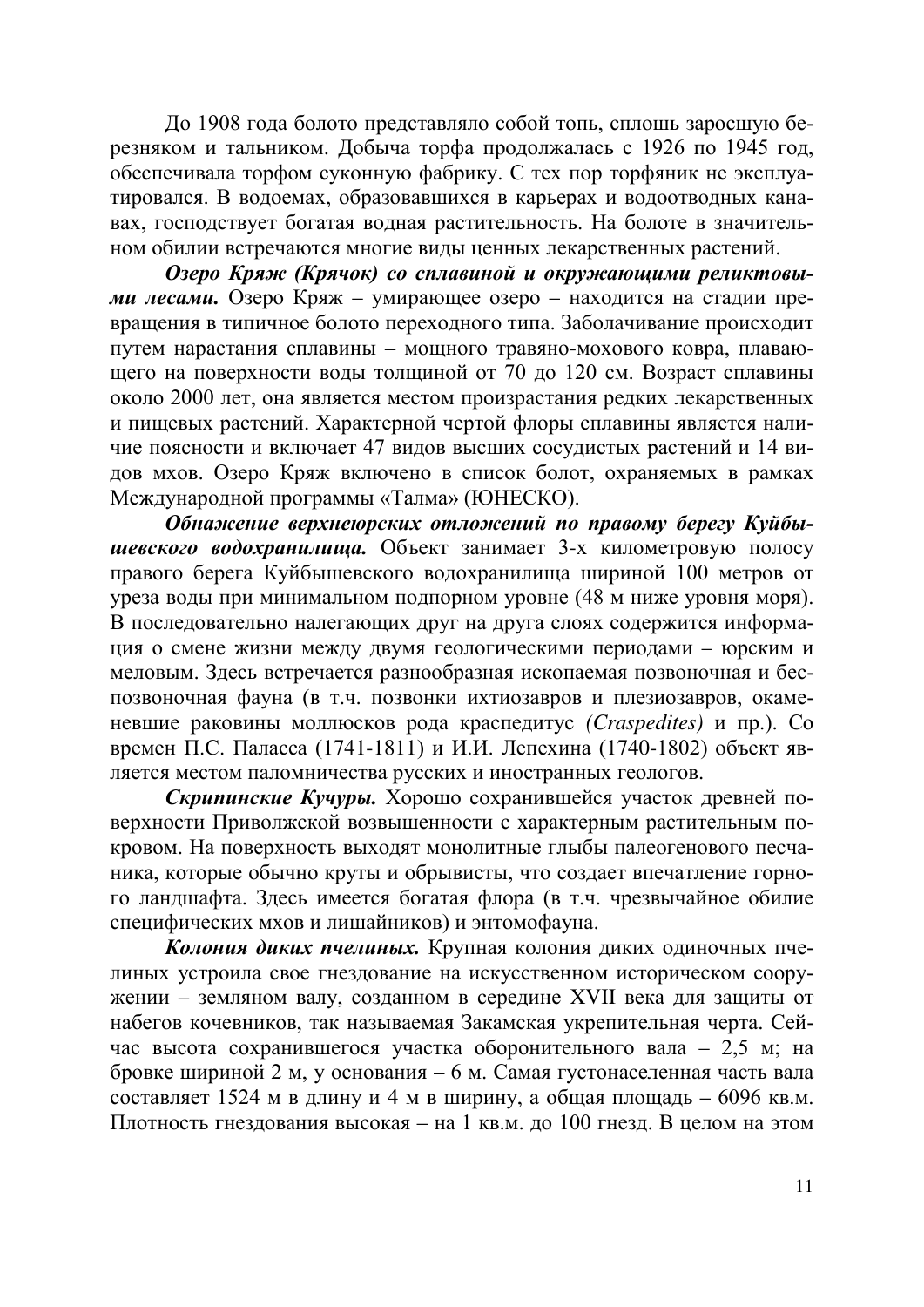До 1908 года болото представляло собой топь, сплошь заросшую березняком и тальником. Добыча торфа продолжалась с 1926 по 1945 год, обеспечивала торфом суконную фабрику. С тех пор торфяник не эксплуатировался. В водоемах, образовавшихся в карьерах и водоотводных канавах, господствует богатая водная растительность. На болоте в значительном обилии встречаются многие виды ценных лекарственных растений.

***Озеро Кряж (Крячок) со сплавиной и окружающими реликтовыми лесами.*** Озеро Кряж – умирающее озеро – находится на стадии превращения в типичное болото переходного типа. Заболачивание происходит путем нарастания сплавины – мощного травяно-мохового ковра, плавающего на поверхности воды толщиной от 70 до 120 см. Возраст сплавины около 2000 лет, она является местом произрастания редких лекарственных и пищевых растений. Характерной чертой флоры сплавины является наличие поясности и включает 47 видов высших сосудистых растений и 14 видов мхов. Озеро Кряж включено в список болот, охраняемых в рамках Международной программы «Талма» (ЮНЕСКО).

***Обнажение верхнеюрских отложений по правому берегу Куйбышевского водохранилища.*** Объект занимает 3-х километровую полосу правого берега Куйбышевского водохранилища шириной 100 метров от уреза воды при минимальном подпорном уровне (48 м ниже уровня моря). В последовательно налегающих друг на друга слоях содержится информация о смене жизни между двумя геологическими периодами – юрским и меловым. Здесь встречается разнообразная ископаемая позвоночная и беспозвоночная фауна (в т.ч. позвонки ихтиозавров и плезиозавров, окаменевшие раковины моллюсков рода краспедитус *(Craspedites)* и пр.). Со времен П.С. Паласса (1741-1811) и И.И. Лепехина (1740-1802) объект является местом паломничества русских и иностранных геологов.

***Скрипинские Кучуры.*** Хорошо сохранившейся участок древней поверхности Приволжской возвышенности с характерным растительным покровом. На поверхность выходят монолитные глыбы палеогенового песчаника, которые обычно круты и обрывисты, что создает впечатление горного ландшафта. Здесь имеется богатая флора (в т.ч. чрезвычайное обилие специфических мхов и лишайников) и энтомофауна.

***Колония диких пчелиных.*** Крупная колония диких одиночных пчелиных устроила свое гнездование на искусственном историческом сооружении – земляном валу, созданном в середине XVII века для защиты от набегов кочевников, так называемая Закамская укрепительная черта. Сейчас высота сохранившегося участка оборонительного вала – 2,5 м; на бровке шириной 2 м, у основания – 6 м. Самая густонаселенная часть вала составляет 1524 м в длину и 4 м в ширину, а общая площадь – 6096 кв.м. Плотность гнездования высокая – на 1 кв.м. до 100 гнезд. В целом на этом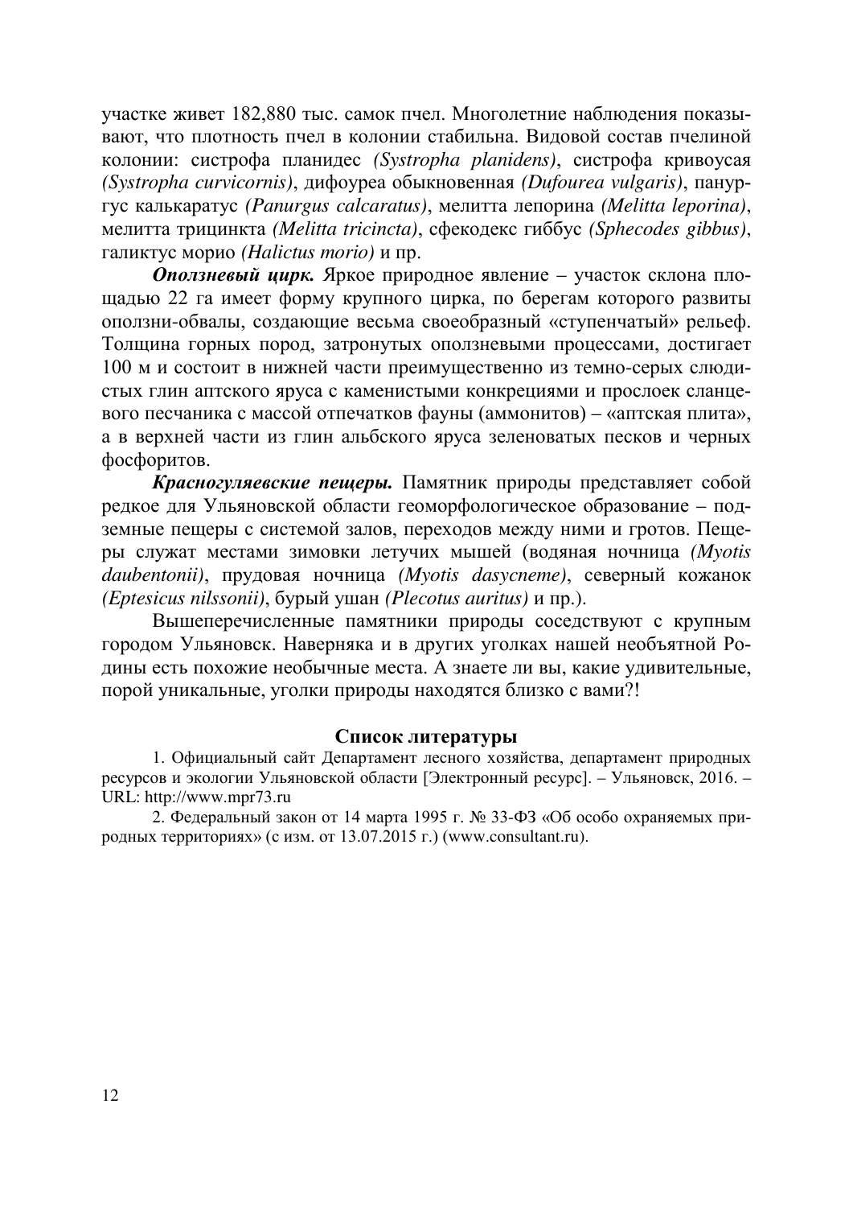участке живет 182,880 тыс. самок пчел. Многолетние наблюдения показывают, что плотность пчел в колонии стабильна. Видовой состав пчелиной колонии: систрофа планидес *(Systropha planidens)*, систрофа кривоусая *(Systropha curvicornis)*, дифоуреа обыкновенная *(Dufourea vulgaris)*, панургус калькаратус *(Panurgus calcaratus)*, мелитта лепорина *(Melitta leporina)*, мелитта трицинкта *(Melitta tricincta)*, сфекодекс гиббус *(Sphecodes gibbus)*, галиктус морио *(Halictus morio)* и пр.

***Оползневый цирк.*** Яркое природное явление – участок склона площадью 22 га имеет форму крупного цирка, по берегам которого развиты оползни-обвалы, создающие весьма своеобразный «ступенчатый» рельеф. Толщина горных пород, затронутых оползневыми процессами, достигает 100 м и состоит в нижней части преимущественно из темно-серых слюдистых глин аптского яруса с каменистыми конкрециями и прослоек сланцевого песчаника с массой отпечатков фауны (аммонитов) – «аптская плита», а в верхней части из глин альбского яруса зеленоватых песков и черных фосфоритов.

***Красногуляевские пещеры.*** Памятник природы представляет собой редкое для Ульяновской области геоморфологическое образование – подземные пещеры с системой залов, переходов между ними и гротов. Пещеры служат местами зимовки летучих мышей (водяная ночница *(Myotis daubentonii)*, прудовая ночница *(Myotis dasycneme)*, северный кожанок *(Eptesicus nilssonii)*, бурый ушан *(Plecotus auritus)* и пр.).

Вышеперечисленные памятники природы соседствуют с крупным городом Ульяновск. Наверняка и в других уголках нашей необъятной Родины есть похожие необычные места. А знаете ли вы, какие удивительные, порой уникальные, уголки природы находятся близко с вами?!

## Список литературы

1. Официальный сайт Департамент лесного хозяйства, департамент природных ресурсов и экологии Ульяновской области [Электронный ресурс]. – Ульяновск, 2016. – URL: http://www.mpr73.ru

2. Федеральный закон от 14 марта 1995 г. № 33-ФЗ «Об особо охраняемых природных территориях» (с изм. от 13.07.2015 г.) (www.consultant.ru).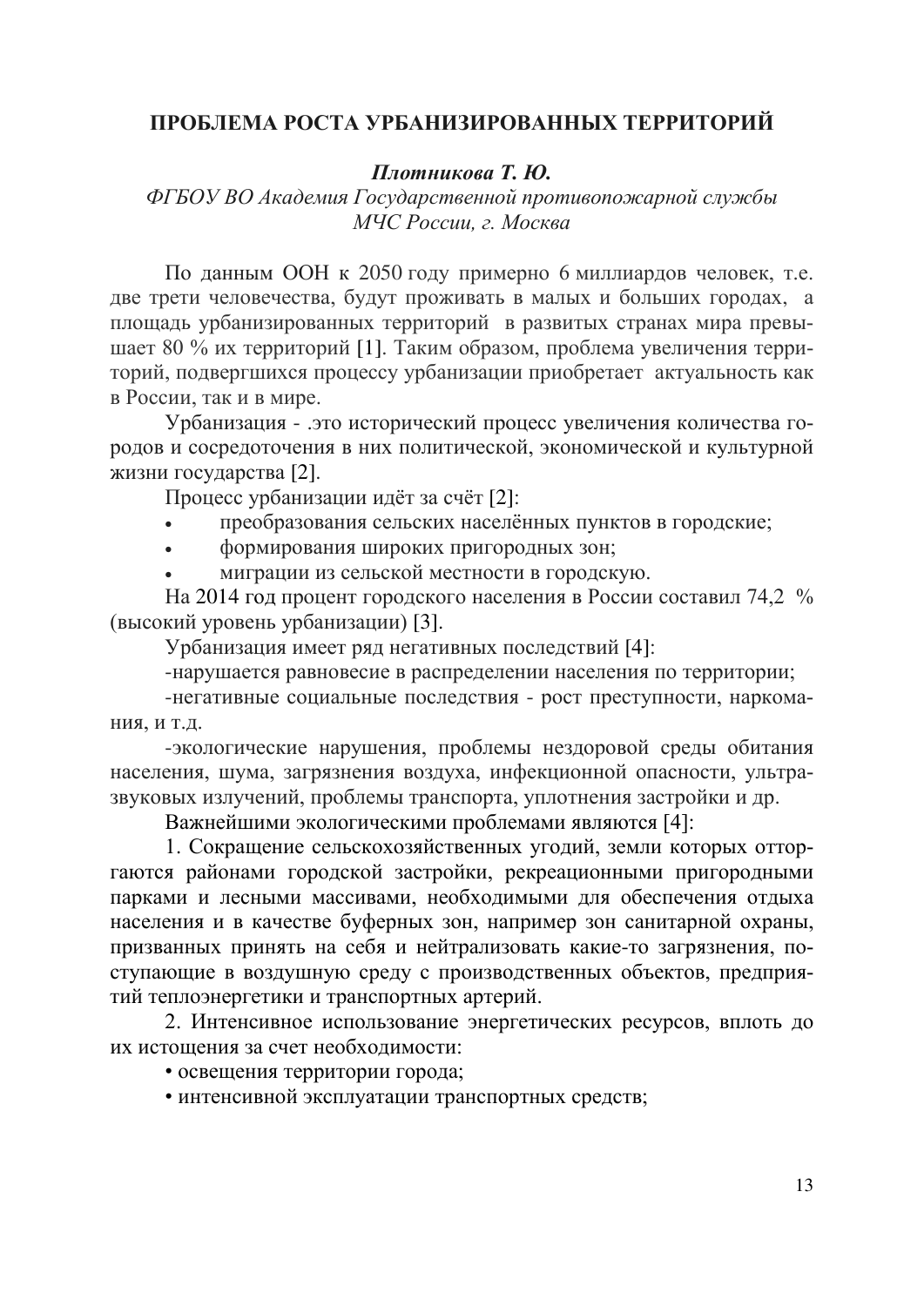## ПРОБЛЕМА РОСТА УРБАНИЗИРОВАННЫХ ТЕРРИТОРИЙ

***Плотникова Т. Ю.***

*ФГБОУ ВО Академия Государственной противопожарной службы МЧС России, г. Москва*

По данным ООН к 2050 году примерно 6 миллиардов человек, т.е. две трети человечества, будут проживать в малых и больших городах, а площадь урбанизированных территорий в развитых странах мира превышает 80 % их территорий [1]. Таким образом, проблема увеличения территорий, подвергшихся процессу урбанизации приобретает актуальность как в России, так и в мире.

Урбанизация - .это исторический процесс увеличения количества городов и сосредоточения в них политической, экономической и культурной жизни государства [2].

Процесс урбанизации идёт за счёт [2]:

- преобразования сельских населённых пунктов в городские;
- формирования широких пригородных зон;
- миграции из сельской местности в городскую.

На 2014 год процент городского населения в России составил 74,2 % (высокий уровень урбанизации) [3].

Урбанизация имеет ряд негативных последствий [4]:

-нарушается равновесие в распределении населения по территории;

-негативные социальные последствия - рост преступности, наркомания, и т.д.

-экологические нарушения, проблемы нездоровой среды обитания населения, шума, загрязнения воздуха, инфекционной опасности, ультразвуковых излучений, проблемы транспорта, уплотнения застройки и др.

Важнейшими экологическими проблемами являются [4]:

1. Сокращение сельскохозяйственных угодий, земли которых отторгаются районами городской застройки, рекреационными пригородными парками и лесными массивами, необходимыми для обеспечения отдыха населения и в качестве буферных зон, например зон санитарной охраны, призванных принять на себя и нейтрализовать какие-то загрязнения, поступающие в воздушную среду с производственных объектов, предприятий теплоэнергетики и транспортных артерий.

2. Интенсивное использование энергетических ресурсов, вплоть до их истощения за счет необходимости:

- освещения территории города;
- интенсивной эксплуатации транспортных средств;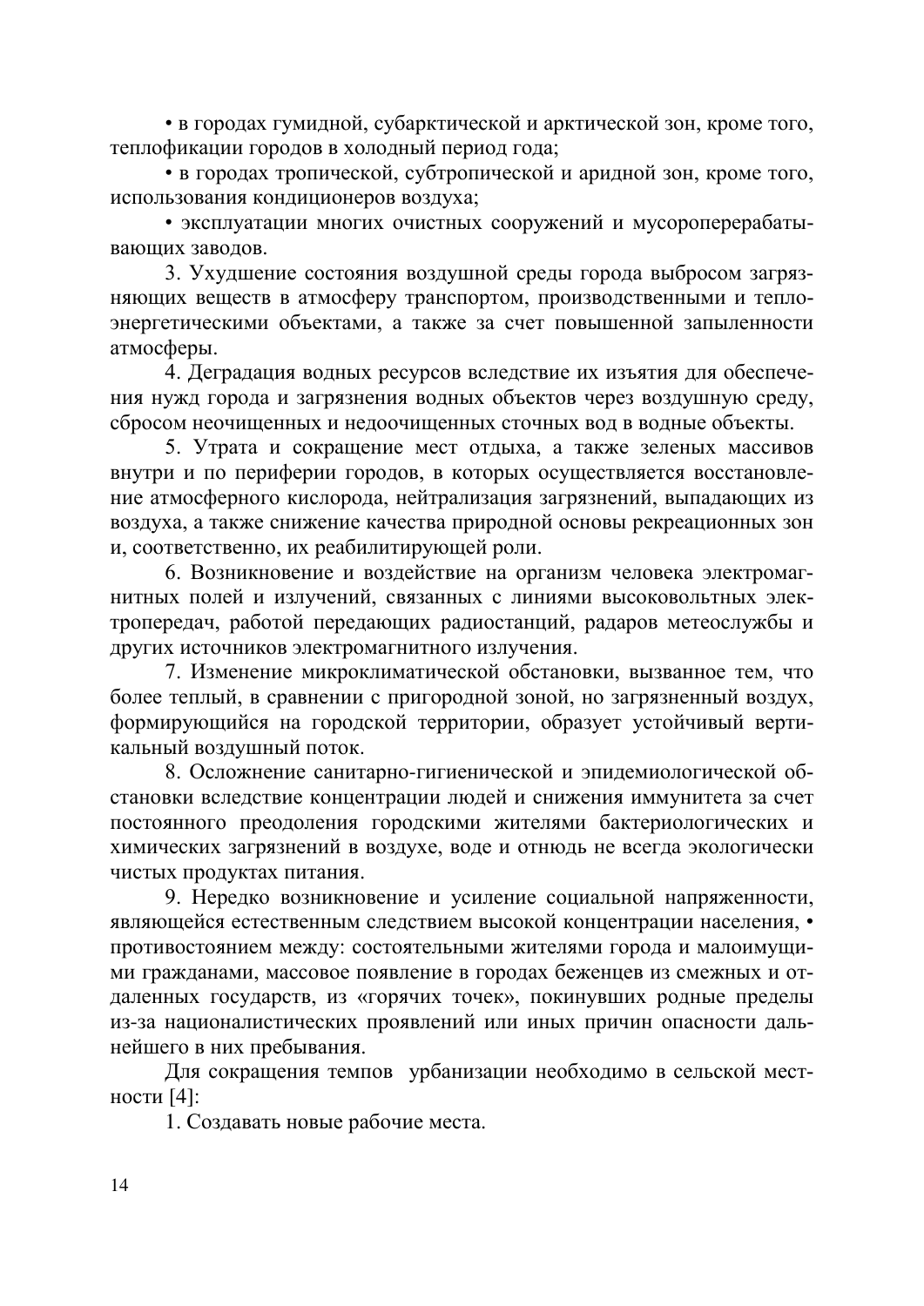• в городах гумидной, субарктической и арктической зон, кроме того, теплофикации городов в холодный период года;

• в городах тропической, субтропической и аридной зон, кроме того, использования кондиционеров воздуха;

• эксплуатации многих очистных сооружений и мусороперерабатывающих заводов.

3. Ухудшение состояния воздушной среды города выбросом загрязняющих веществ в атмосферу транспортом, производственными и теплоэнергетическими объектами, а также за счет повышенной запыленности атмосферы.

4. Деградация водных ресурсов вследствие их изъятия для обеспечения нужд города и загрязнения водных объектов через воздушную среду, сбросом неочищенных и недоочищенных сточных вод в водные объекты.

5. Утрата и сокращение мест отдыха, а также зеленых массивов внутри и по периферии городов, в которых осуществляется восстановление атмосферного кислорода, нейтрализация загрязнений, выпадающих из воздуха, а также снижение качества природной основы рекреационных зон и, соответственно, их реабилитирующей роли.

6. Возникновение и воздействие на организм человека электромагнитных полей и излучений, связанных с линиями высоковольтных электропередач, работой передающих радиостанций, радаров метеослужбы и других источников электромагнитного излучения.

7. Изменение микроклиматической обстановки, вызванное тем, что более теплый, в сравнении с пригородной зоной, но загрязненный воздух, формирующийся на городской территории, образует устойчивый вертикальный воздушный поток.

8. Осложнение санитарно-гигиенической и эпидемиологической обстановки вследствие концентрации людей и снижения иммунитета за счет постоянного преодоления городскими жителями бактериологических и химических загрязнений в воздухе, воде и отнюдь не всегда экологически чистых продуктах питания.

9. Нередко возникновение и усиление социальной напряженности, являющейся естественным следствием высокой концентрации населения, • противостоянием между: состоятельными жителями города и малоимущими гражданами, массовое появление в городах беженцев из смежных и отдаленных государств, из «горячих точек», покинувших родные пределы из-за националистических проявлений или иных причин опасности дальнейшего в них пребывания.

Для сокращения темпов урбанизации необходимо в сельской местности [4]:

1. Создавать новые рабочие места.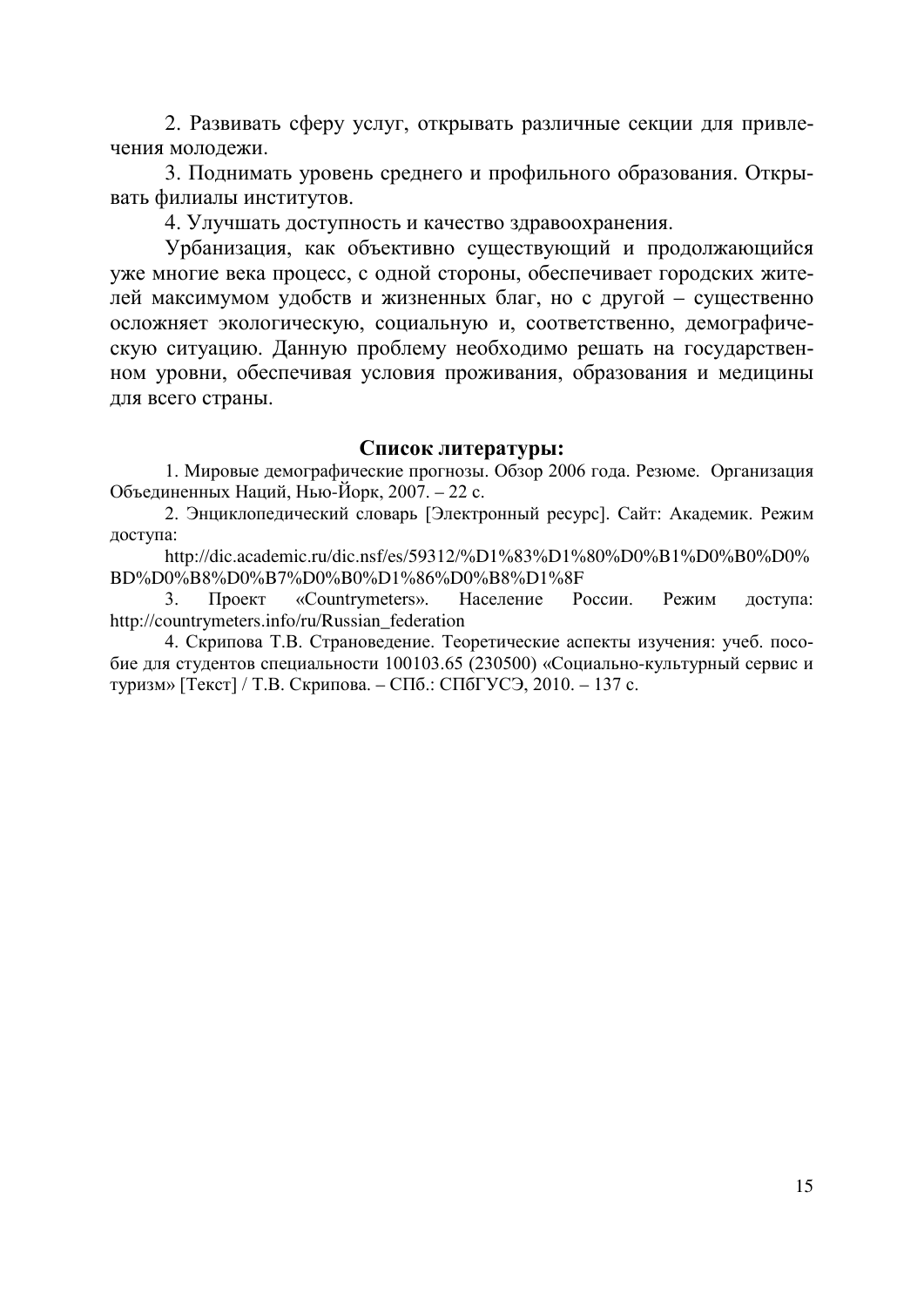2. Развивать сферу услуг, открывать различные секции для привлечения молодежи.

3. Поднимать уровень среднего и профильного образования. Открывать филиалы институтов.

4. Улучшать доступность и качество здравоохранения.

Урбанизация, как объективно существующий и продолжающийся уже многие века процесс, с одной стороны, обеспечивает городских жителей максимумом удобств и жизненных благ, но с другой – существенно осложняет экологическую, социальную и, соответственно, демографическую ситуацию. Данную проблему необходимо решать на государственном уровни, обеспечивая условия проживания, образования и медицины для всего страны.

## Список литературы:

1. Мировые демографические прогнозы. Обзор 2006 года. Резюме. Организация Объединенных Наций, Нью-Йорк, 2007. – 22 с.

2. Энциклопедический словарь [Электронный ресурс]. Сайт: Академик. Режим доступа:
http://dic.academic.ru/dic.nsf/es/59312/%D1%83%D1%80%D0%B1%D0%B0%D0%BD%D0%B8%D0%B7%D0%B0%D1%86%D0%B8%D1%8F

3. Проект «Countrymeters». Население России. Режим доступа: http://countrymeters.info/ru/Russian_federation

4. Скрипова Т.В. Страноведение. Теоретические аспекты изучения: учеб. пособие для студентов специальности 100103.65 (230500) «Социально-культурный сервис и туризм» [Текст] / Т.В. Скрипова. – СПб.: СПбГУСЭ, 2010. – 137 с.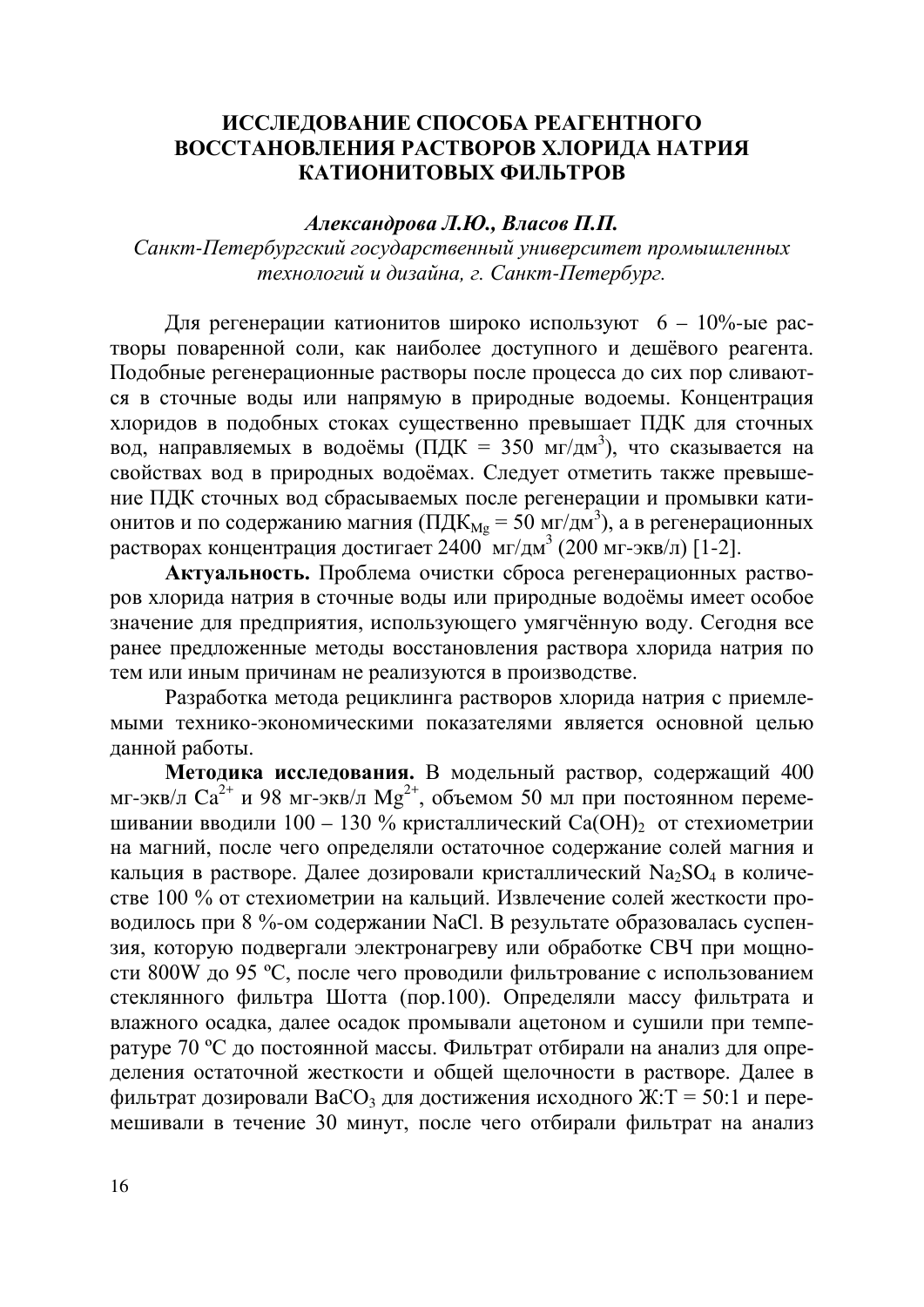# ИССЛЕДОВАНИЕ СПОСОБА РЕАГЕНТНОГО ВОССТАНОВЛЕНИЯ РАСТВОРОВ ХЛОРИДА НАТРИЯ КАТИОНИТОВЫХ ФИЛЬТРОВ

***Александрова Л.Ю., Власов П.П.***

*Санкт-Петербургский государственный университет промышленных технологий и дизайна, г. Санкт-Петербург.*

Для регенерации катионитов широко используют 6 – 10%-ые растворы поваренной соли, как наиболее доступного и дешёвого реагента. Подобные регенерационные растворы после процесса до сих пор сливаются в сточные воды или напрямую в природные водоемы. Концентрация хлоридов в подобных стоках существенно превышает ПДК для сточных вод, направляемых в водоёмы (ПДК = 350 мг/дм$^3$), что сказывается на свойствах вод в природных водоёмах. Следует отметить также превышение ПДК сточных вод сбрасываемых после регенерации и промывки катионитов и по содержанию магния (ПДК$_{Mg}$ = 50 мг/дм$^3$), а в регенерационных растворах концентрация достигает 2400 мг/дм$^3$ (200 мг-экв/л) [1-2].

**Актуальность.** Проблема очистки сброса регенерационных растворов хлорида натрия в сточные воды или природные водоёмы имеет особое значение для предприятия, использующего умягчённую воду. Сегодня все ранее предложенные методы восстановления раствора хлорида натрия по тем или иным причинам не реализуются в производстве.

Разработка метода рециклинга растворов хлорида натрия с приемлемыми технико-экономическими показателями является основной целью данной работы.

**Методика исследования.** В модельный раствор, содержащий 400 мг-экв/л $Ca^{2+}$ и 98 мг-экв/л $Mg^{2+}$, объемом 50 мл при постоянном перемешивании вводили 100 – 130 % кристаллический $Ca(OH)_2$ от стехиометрии на магний, после чего определяли остаточное содержание солей магния и кальция в растворе. Далее дозировали кристаллический $Na_2SO_4$ в количестве 100 % от стехиометрии на кальций. Извлечение солей жесткости проводилось при 8 %-ом содержании NaCl. В результате образовалась суспензия, которую подвергали электронагреву или обработке СВЧ при мощности 800W до 95 ºС, после чего проводили фильтрование с использованием стеклянного фильтра Шотта (пор.100). Определяли массу фильтрата и влажного осадка, далее осадок промывали ацетоном и сушили при температуре 70 ºС до постоянной массы. Фильтрат отбирали на анализ для определения остаточной жесткости и общей щелочности в растворе. Далее в фильтрат дозировали $BaCO_3$ для достижения исходного Ж:Т = 50:1 и перемешивали в течение 30 минут, после чего отбирали фильтрат на анализ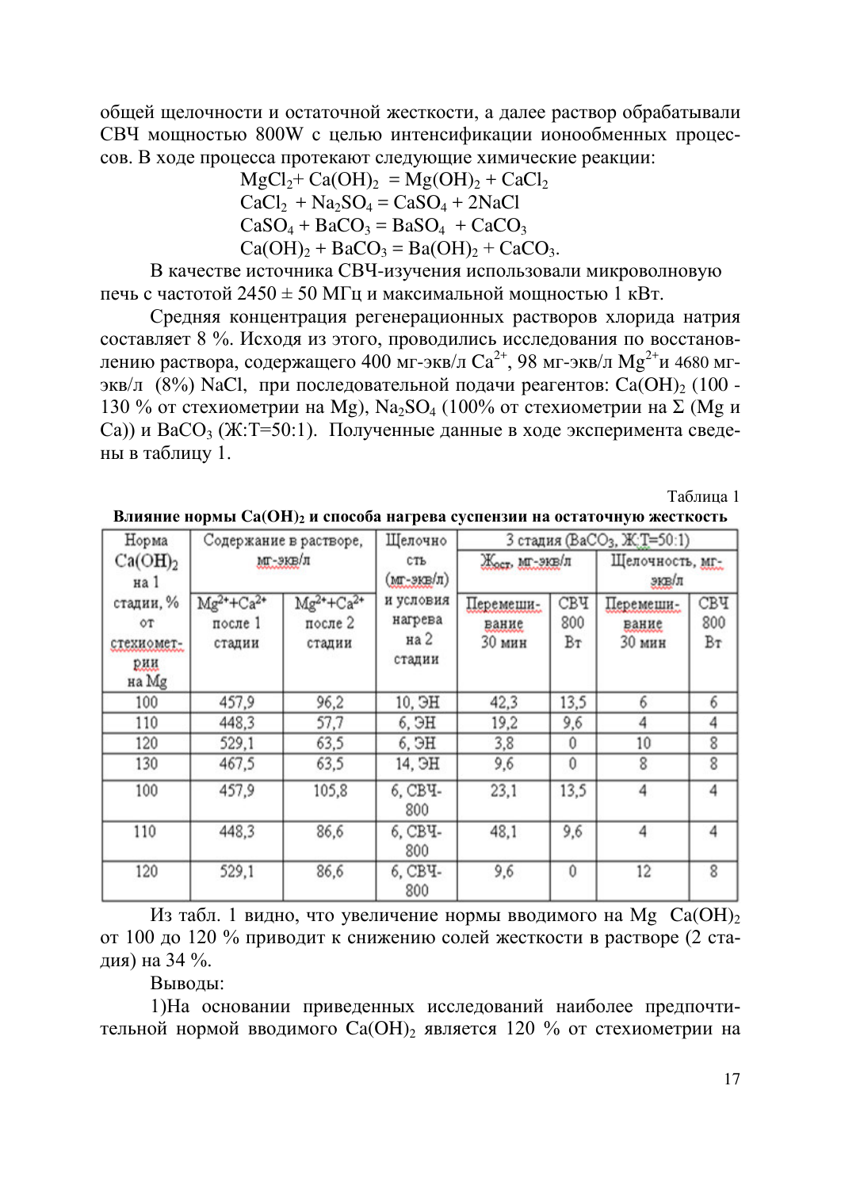общей щелочности и остаточной жесткости, а далее раствор обрабатывали СВЧ мощностью 800W с целью интенсификации ионообменных процессов. В ходе процесса протекают следующие химические реакции:

$$MgCl_2 + Ca(OH)_2 = Mg(OH)_2 + CaCl_2$$

$$CaCl_2 + Na_2SO_4 = CaSO_4 + 2NaCl$$

$$CaSO_4 + BaCO_3 = BaSO_4 + CaCO_3$$

$$Ca(OH)_2 + BaCO_3 = Ba(OH)_2 + CaCO_3.$$

В качестве источника СВЧ-изучения использовали микроволновую печь с частотой 2450 ± 50 МГц и максимальной мощностью 1 кВт.

Средняя концентрация регенерационных растворов хлорида натрия составляет 8 %. Исходя из этого, проводились исследования по восстановлению раствора, содержащего 400 мг-экв/л $Ca^{2+}$, 98 мг-экв/л $Mg^{2+}$и 4680 мг-экв/л (8%) NaCl, при последовательной подачи реагентов: $Ca(OH)_2$ (100 - 130 % от стехиометрии на Mg), $Na_2SO_4$ (100% от стехиометрии на Σ (Mg и Ca)) и $BaCO_3$ (Ж:Т=50:1). Полученные данные в ходе эксперимента сведены в таблицу 1.

Таблица 1

**Влияние нормы $Ca(OH)_2$ и способа нагрева суспензии на остаточную жесткость**

| Норма $Ca(OH)_2$ на 1 стадии, % от стехиометрии на Mg | Содержание в растворе, мг-экв/л | | Щелочность (мг-экв/л) и условия нагрева на 2 стадии | 3 стадия ($BaCO_3$, Ж:Т=50:1) | | | |
|---|---|---|---|---|---|---|---|
| | | | | $Ж_{ост}$, мг-экв/л | | Щелочность, мг-экв/л | |
| | $Mg^{2+}+Ca^{2+}$ после 1 стадии | $Mg^{2+}+Ca^{2+}$ после 2 стадии | | Перемешивание 30 мин | СВЧ 800 Вт | Перемешивание 30 мин | СВЧ 800 Вт |
| 100 | 457,9 | 96,2 | 10, ЭН | 42,3 | 13,5 | 6 | 6 |
| 110 | 448,3 | 57,7 | 6, ЭН | 19,2 | 9,6 | 4 | 4 |
| 120 | 529,1 | 63,5 | 6, ЭН | 3,8 | 0 | 10 | 8 |
| 130 | 467,5 | 63,5 | 14, ЭН | 9,6 | 0 | 8 | 8 |
| 100 | 457,9 | 105,8 | 6, СВЧ-800 | 23,1 | 13,5 | 4 | 4 |
| 110 | 448,3 | 86,6 | 6, СВЧ-800 | 48,1 | 9,6 | 4 | 4 |
| 120 | 529,1 | 86,6 | 6, СВЧ-800 | 9,6 | 0 | 12 | 8 |

Из табл. 1 видно, что увеличение нормы вводимого на Mg $Ca(OH)_2$ от 100 до 120 % приводит к снижению солей жесткости в растворе (2 стадия) на 34 %.

Выводы:

1)На основании приведенных исследований наиболее предпочтительной нормой вводимого $Ca(OH)_2$ является 120 % от стехиометрии на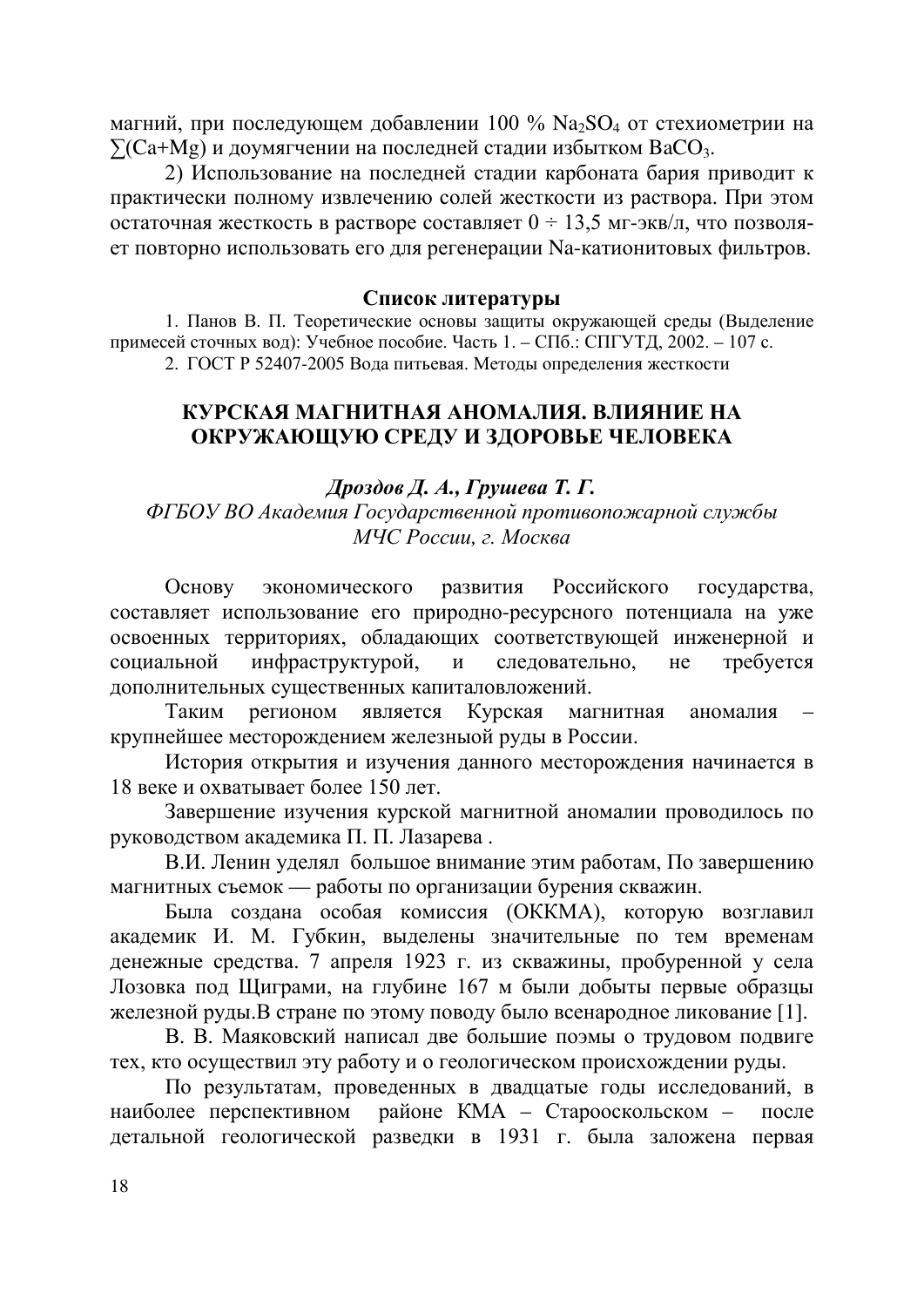магний, при последующем добавлении 100 % $Na_2SO_4$ от стехиометрии на $\sum$(Ca+Mg) и доумягчении на последней стадии избытком $BaCO_3$.

2) Использование на последней стадии карбоната бария приводит к практически полному извлечению солей жесткости из раствора. При этом остаточная жесткость в растворе составляет 0 ÷ 13,5 мг-экв/л, что позволяет повторно использовать его для регенерации Na-катионитовых фильтров.

**Список литературы**

1. Панов В. П. Теоретические основы защиты окружающей среды (Выделение примесей сточных вод): Учебное пособие. Часть 1. – СПб.: СПГУТД, 2002. – 107 с.
2. ГОСТ Р 52407-2005 Вода питьевая. Методы определения жесткости

## КУРСКАЯ МАГНИТНАЯ АНОМАЛИЯ. ВЛИЯНИЕ НА ОКРУЖАЮЩУЮ СРЕДУ И ЗДОРОВЬЕ ЧЕЛОВЕКА

***Дроздов Д. А., Грушева Т. Г.***

*ФГБОУ ВО Академия Государственной противопожарной службы МЧС России, г. Москва*

Основу экономического развития Российского государства, составляет использование его природно-ресурсного потенциала на уже освоенных территориях, обладающих соответствующей инженерной и социальной инфраструктурой, и следовательно, не требуется дополнительных существенных капиталовложений.

Таким регионом является Курская магнитная аномалия – крупнейшее месторождением железныой руды в России.

История открытия и изучения данного месторождения начинается в 18 веке и охватывает более 150 лет.

Завершение изучения курской магнитной аномалии проводилось по руководством академика П. П. Лазарева .

В.И. Ленин уделял большое внимание этим работам, По завершению магнитных съемок — работы по организации бурения скважин.

Была создана особая комиссия (ОККМА), которую возглавил академик И. М. Губкин, выделены значительные по тем временам денежные средства. 7 апреля 1923 г. из скважины, пробуренной у села Лозовка под Щиграми, на глубине 167 м были добыты первые образцы железной руды.В стране по этому поводу было всенародное ликование [1].

В. В. Маяковский написал две большие поэмы о трудовом подвиге тех, кто осуществил эту работу и о геологическом происхождении руды.

По результатам, проведенных в двадцатые годы исследований, в наиболее перспективном районе КМА – Старооскольском – после детальной геологической разведки в 1931 г. была заложена первая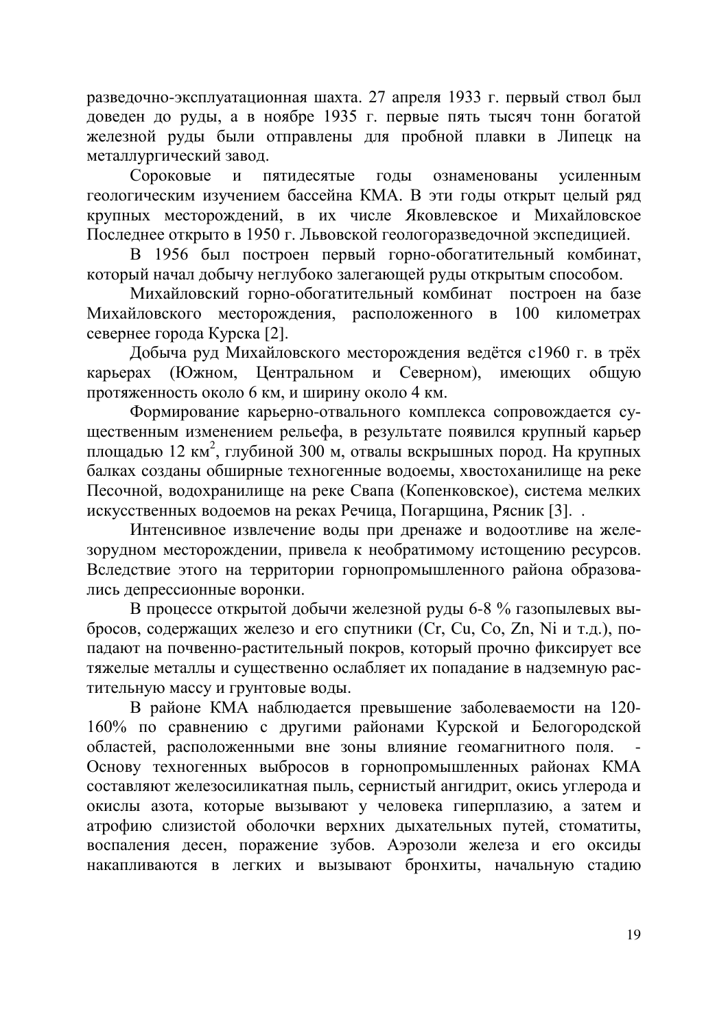разведочно-эксплуатационная шахта. 27 апреля 1933 г. первый ствол был доведен до руды, а в ноябре 1935 г. первые пять тысяч тонн богатой железной руды были отправлены для пробной плавки в Липецк на металлургический завод.

Сороковые и пятидесятые годы ознаменованы усиленным геологическим изучением бассейна КМА. В эти годы открыт целый ряд крупных месторождений, в их числе Яковлевское и Михайловское Последнее открыто в 1950 г. Львовской геологоразведочной экспедицией.

В 1956 был построен первый горно-обогатительный комбинат, который начал добычу неглубоко залегающей руды открытым способом.

Михайловский горно-обогатительный комбинат построен на базе Михайловского месторождения, расположенного в 100 километрах севернее города Курска [2].

Добыча руд Михайловского месторождения ведётся с1960 г. в трёх карьерах (Южном, Центральном и Северном), имеющих общую протяженность около 6 км, и ширину около 4 км.

Формирование карьерно-отвального комплекса сопровождается существенным изменением рельефа, в результате появился крупный карьер площадью 12 $км^2$, глубиной 300 м, отвалы вскрышных пород. На крупных балках созданы обширные техногенные водоемы, хвостохранилище на реке Песочной, водохранилище на реке Свапа (Копенковское), система мелких искусственных водоемов на реках Речица, Погарщина, Рясник [3]. .

Интенсивное извлечение воды при дренаже и водоотливе на железорудном месторождении, привела к необратимому истощению ресурсов. Вследствие этого на территории горнопромышленного района образовались депрессионные воронки.

В процессе открытой добычи железной руды 6-8 % газопылевых выбросов, содержащих железо и его спутники (Cr, Cu, Co, Zn, Ni и т.д.), попадают на почвенно-растительный покров, который прочно фиксирует все тяжелые металлы и существенно ослабляет их попадание в надземную растительную массу и грунтовые воды.

В районе КМА наблюдается превышение заболеваемости на 120-160% по сравнению с другими районами Курской и Белогородской областей, расположенными вне зоны влияние геомагнитного поля. - Основу техногенных выбросов в горнопромышленных районах КМА составляют железосиликатная пыль, сернистый ангидрит, окись углерода и окислы азота, которые вызывают у человека гиперплазию, а затем и атрофию слизистой оболочки верхних дыхательных путей, стоматиты, воспаления десен, поражение зубов. Аэрозоли железа и его оксиды накапливаются в легких и вызывают бронхиты, начальную стадию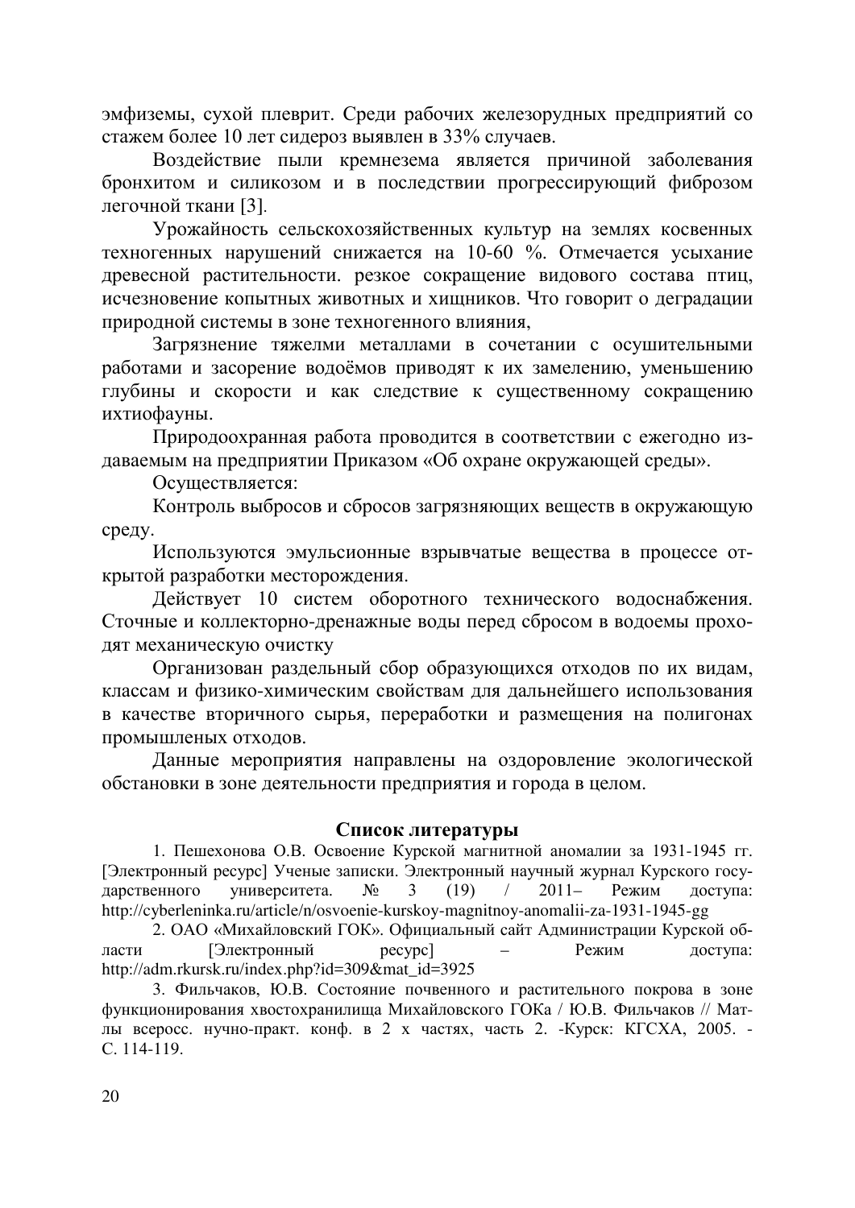эмфиземы, сухой плеврит. Среди рабочих железорудных предприятий со стажем более 10 лет сидероз выявлен в 33% случаев.

Воздействие пыли кремнезема является причиной заболевания бронхитом и силикозом и в последствии прогрессирующий фиброзом легочной ткани [3].

Урожайность сельскохозяйственных культур на землях косвенных техногенных нарушений снижается на 10-60 %. Отмечается усыхание древесной растительности. резкое сокращение видового состава птиц, исчезновение копытных животных и хищников. Что говорит о деградации природной системы в зоне техногенного влияния,

Загрязнение тяжелми металлами в сочетании с осушительными работами и засорение водоёмов приводят к их замелению, уменьшению глубины и скорости и как следствие к существенному сокращению ихтиофауны.

Природоохранная работа проводится в соответствии с ежегодно издаваемым на предприятии Приказом «Об охране окружающей среды».

Осуществляется:

Контроль выбросов и сбросов загрязняющих веществ в окружающую среду.

Используются эмульсионные взрывчатые вещества в процессе открытой разработки месторождения.

Действует 10 систем оборотного технического водоснабжения. Сточные и коллекторно-дренажные воды перед сбросом в водоемы проходят механическую очистку

Организован раздельный сбор образующихся отходов по их видам, классам и физико-химическим свойствам для дальнейшего использования в качестве вторичного сырья, переработки и размещения на полигонах промышленых отходов.

Данные мероприятия направлены на оздоровление экологической обстановки в зоне деятельности предприятия и города в целом.

## Список литературы

1. Пешехонова О.В. Освоение Курской магнитной аномалии за 1931-1945 гг. [Электронный ресурс] Ученые записки. Электронный научный журнал Курского государственного университета. № 3 (19) / 2011– Режим доступа: http://cyberleninka.ru/article/n/osvoenie-kurskoy-magnitnoy-anomalii-za-1931-1945-gg

2. ОАО «Михайловский ГОК». Официальный сайт Администрации Курской области [Электронный ресурс] – Режим доступа: http://adm.rkursk.ru/index.php?id=309&mat_id=3925

3. Фильчаков, Ю.В. Состояние почвенного и растительного покрова в зоне функционирования хвостохранилища Михайловского ГОКа / Ю.В. Фильчаков // Мат-лы всеросс. нучно-практ. конф. в 2 х частях, часть 2. -Курск: КГСХА, 2005. - С. 114-119.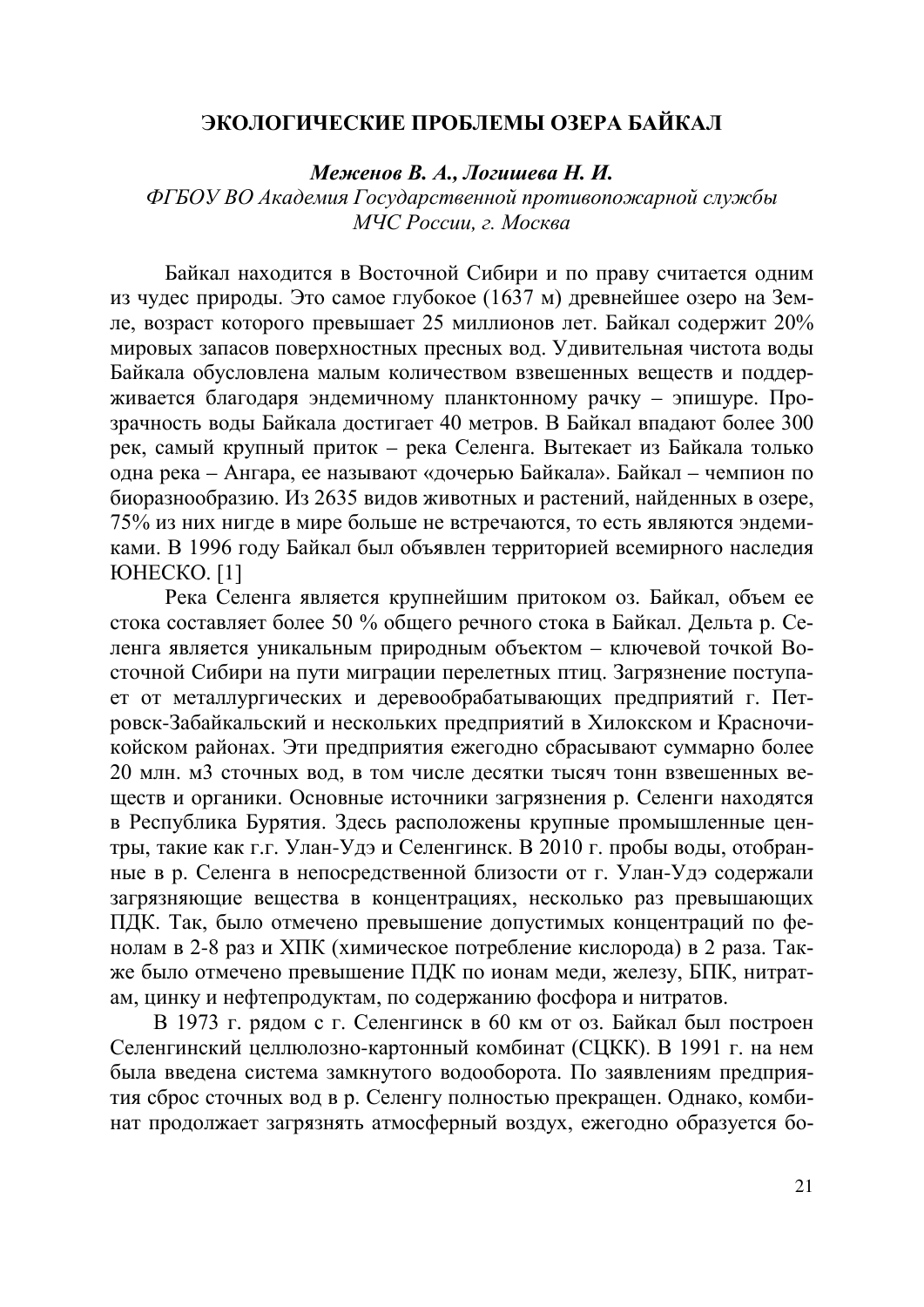## ЭКОЛОГИЧЕСКИЕ ПРОБЛЕМЫ ОЗЕРА БАЙКАЛ

***Меженов В. А., Логишева Н. И.***

*ФГБОУ ВО Академия Государственной противопожарной службы МЧС России, г. Москва*

Байкал находится в Восточной Сибири и по праву считается одним из чудес природы. Это самое глубокое (1637 м) древнейшее озеро на Земле, возраст которого превышает 25 миллионов лет. Байкал содержит 20% мировых запасов поверхностных пресных вод. Удивительная чистота воды Байкала обусловлена малым количеством взвешенных веществ и поддерживается благодаря эндемичному планктонному рачку – эпишуре. Прозрачность воды Байкала достигает 40 метров. В Байкал впадают более 300 рек, самый крупный приток – река Селенга. Вытекает из Байкала только одна река – Ангара, ее называют «дочерью Байкала». Байкал – чемпион по биоразнообразию. Из 2635 видов животных и растений, найденных в озере, 75% из них нигде в мире больше не встречаются, то есть являются эндемиками. В 1996 году Байкал был объявлен территорией всемирного наследия ЮНЕСКО. [1]

Река Селенга является крупнейшим притоком оз. Байкал, объем ее стока составляет более 50 % общего речного стока в Байкал. Дельта р. Селенга является уникальным природным объектом – ключевой точкой Восточной Сибири на пути миграции перелетных птиц. Загрязнение поступает от металлургических и деревообрабатывающих предприятий г. Петровск-Забайкальский и нескольких предприятий в Хилокском и Красночикойском районах. Эти предприятия ежегодно сбрасывают суммарно более 20 млн. м3 сточных вод, в том числе десятки тысяч тонн взвешенных веществ и органики. Основные источники загрязнения р. Селенги находятся в Республика Бурятия. Здесь расположены крупные промышленные центры, такие как г.г. Улан-Удэ и Селенгинск. В 2010 г. пробы воды, отобранные в р. Селенга в непосредственной близости от г. Улан-Удэ содержали загрязняющие вещества в концентрациях, несколько раз превышающих ПДК. Так, было отмечено превышение допустимых концентраций по фенолам в 2-8 раз и ХПК (химическое потребление кислорода) в 2 раза. Также было отмечено превышение ПДК по ионам меди, железу, БПК, нитратам, цинку и нефтепродуктам, по содержанию фосфора и нитратов.

В 1973 г. рядом с г. Селенгинск в 60 км от оз. Байкал был построен Селенгинский целлюлозно-картонный комбинат (СЦКК). В 1991 г. на нем была введена система замкнутого водооборота. По заявлениям предприятия сброс сточных вод в р. Селенгу полностью прекращен. Однако, комбинат продолжает загрязнять атмосферный воздух, ежегодно образуется бо-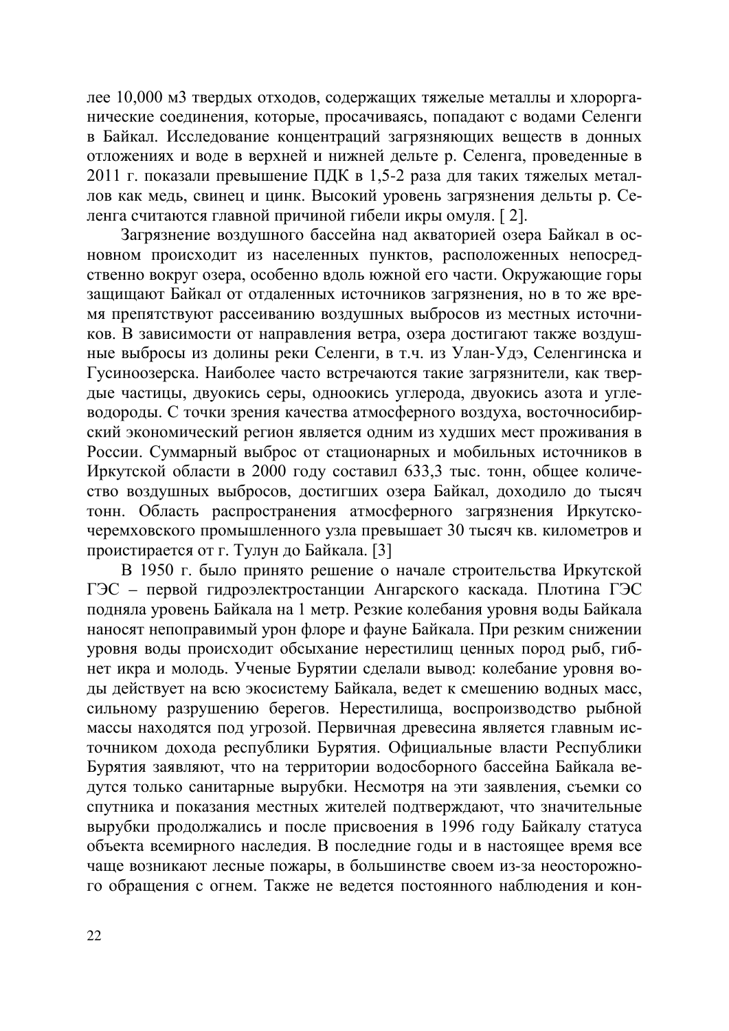лее 10,000 м3 твердых отходов, содержащих тяжелые металлы и хлорорганические соединения, которые, просачиваясь, попадают с водами Селенги в Байкал. Исследование концентраций загрязняющих веществ в донных отложениях и воде в верхней и нижней дельте р. Селенга, проведенные в 2011 г. показали превышение ПДК в 1,5-2 раза для таких тяжелых металлов как медь, свинец и цинк. Высокий уровень загрязнения дельты р. Селенга считаются главной причиной гибели икры омуля. [ 2].

Загрязнение воздушного бассейна над акваторией озера Байкал в основном происходит из населенных пунктов, расположенных непосредственно вокруг озера, особенно вдоль южной его части. Окружающие горы защищают Байкал от отдаленных источников загрязнения, но в то же время препятствуют рассеиванию воздушных выбросов из местных источников. В зависимости от направления ветра, озера достигают также воздушные выбросы из долины реки Селенги, в т.ч. из Улан-Удэ, Селенгинска и Гусиноозерска. Наиболее часто встречаются такие загрязнители, как твердые частицы, двуокись серы, одноокись углерода, двуокись азота и углеводороды. С точки зрения качества атмосферного воздуха, восточносибирский экономический регион является одним из худших мест проживания в России. Суммарный выброс от стационарных и мобильных источников в Иркутской области в 2000 году составил 633,3 тыс. тонн, общее количество воздушных выбросов, достигших озера Байкал, доходило до тысяч тонн. Область распространения атмосферного загрязнения Иркутско-черемховского промышленного узла превышает 30 тысяч кв. километров и проистирается от г. Тулун до Байкала. [3]

В 1950 г. было принято решение о начале строительства Иркутской ГЭС – первой гидроэлектростанции Ангарского каскада. Плотина ГЭС подняла уровень Байкала на 1 метр. Резкие колебания уровня воды Байкала наносят непоправимый урон флоре и фауне Байкала. При резком снижении уровня воды происходит обсыхание нерестилищ ценных пород рыб, гибнет икра и молодь. Ученые Бурятии сделали вывод: колебание уровня воды действует на всю экосистему Байкала, ведет к смешению водных масс, сильному разрушению берегов. Нерестилища, воспроизводство рыбной массы находятся под угрозой. Первичная древесина является главным источником дохода республики Бурятия. Официальные власти Республики Бурятия заявляют, что на территории водосборного бассейна Байкала ведутся только санитарные вырубки. Несмотря на эти заявления, съемки со спутника и показания местных жителей подтверждают, что значительные вырубки продолжались и после присвоения в 1996 году Байкалу статуса объекта всемирного наследия. В последние годы и в настоящее время все чаще возникают лесные пожары, в большинстве своем из-за неосторожного обращения с огнем. Также не ведется постоянного наблюдения и кон-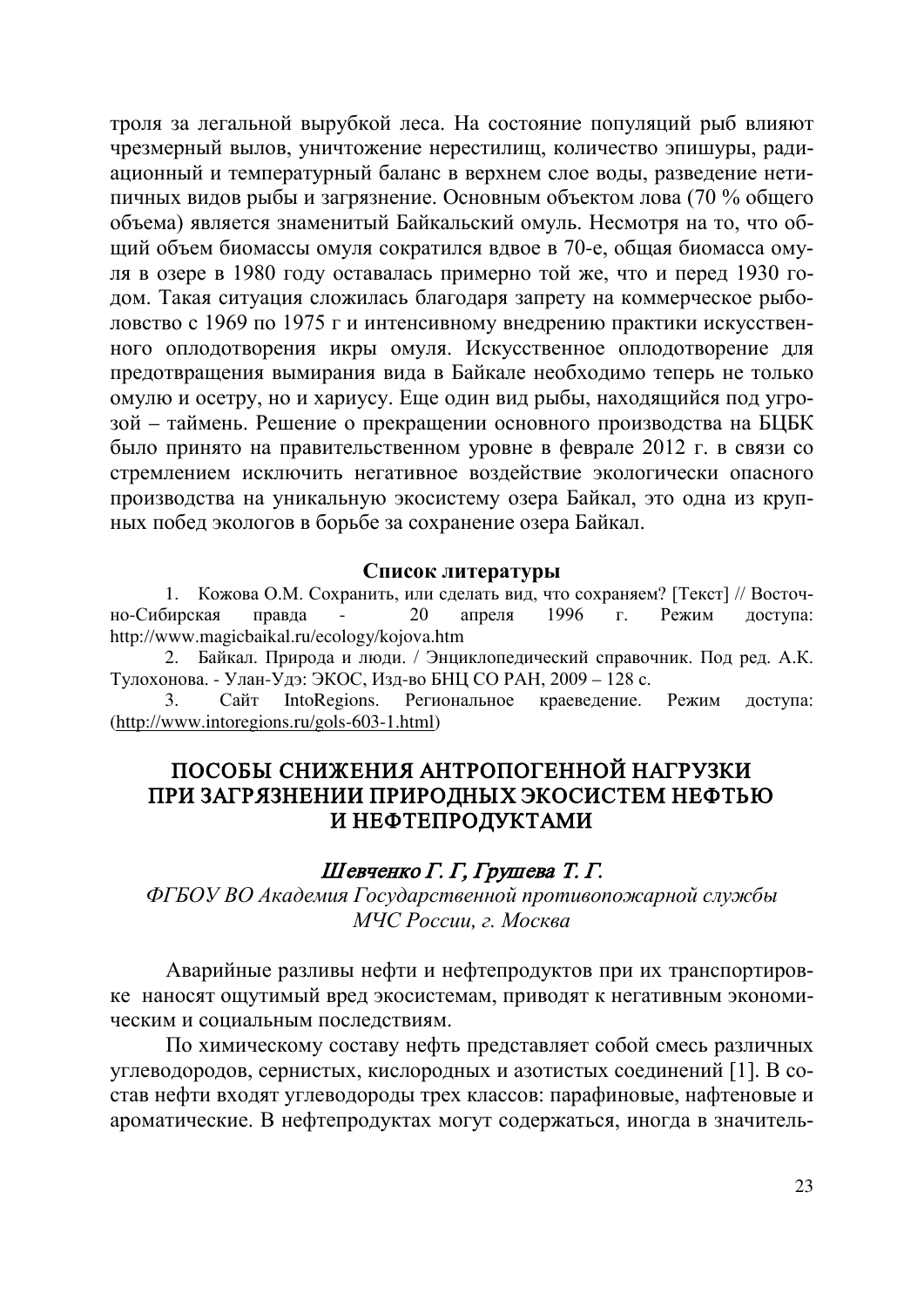троля за легальной вырубкой леса. На состояние популяций рыб влияют чрезмерный вылов, уничтожение нерестилищ, количество эпишуры, радиационный и температурный баланс в верхнем слое воды, разведение нетипичных видов рыбы и загрязнение. Основным объектом лова (70 % общего объема) является знаменитый Байкальский омуль. Несмотря на то, что общий объем биомассы омуля сократился вдвое в 70-е, общая биомасса омуля в озере в 1980 году оставалась примерно той же, что и перед 1930 годом. Такая ситуация сложилась благодаря запрету на коммерческое рыболовство с 1969 по 1975 г и интенсивному внедрению практики искусственного оплодотворения икры омуля. Искусственное оплодотворение для предотвращения вымирания вида в Байкале необходимо теперь не только омулю и осетру, но и хариусу. Еще один вид рыбы, находящийся под угрозой – таймень. Решение о прекращении основного производства на БЦБК было принято на правительственном уровне в феврале 2012 г. в связи со стремлением исключить негативное воздействие экологически опасного производства на уникальную экосистему озера Байкал, это одна из крупных побед экологов в борьбе за сохранение озера Байкал.

**Список литературы**

1. Кожова О.М. Сохранить, или сделать вид, что сохраняем? [Текст] // Восточно-Сибирская правда - 20 апреля 1996 г. Режим доступа: http://www.magicbaikal.ru/ecology/kojova.htm
2. Байкал. Природа и люди. / Энциклопедический справочник. Под ред. А.К. Тулохонова. - Улан-Удэ: ЭКОС, Изд-во БНЦ СО РАН, 2009 – 128 с.
3. Сайт IntoRegions. Региональное краеведение. Режим доступа: (http://www.intoregions.ru/gols-603-1.html)

## ПОСОБЫ СНИЖЕНИЯ АНТРОПОГЕННОЙ НАГРУЗКИ ПРИ ЗАГРЯЗНЕНИИ ПРИРОДНЫХ ЭКОСИСТЕМ НЕФТЬЮ И НЕФТЕПРОДУКТАМИ

*Шевченко Г. Г, Грушева Т. Г.*

*ФГБОУ ВО Академия Государственной противопожарной службы МЧС России, г. Москва*

Аварийные разливы нефти и нефтепродуктов при их транспортировке наносят ощутимый вред экосистемам, приводят к негативным экономическим и социальным последствиям.

По химическому составу нефть представляет собой смесь различных углеводородов, сернистых, кислородных и азотистых соединений [1]. В состав нефти входят углеводороды трех классов: парафиновые, нафтеновые и ароматические. В нефтепродуктах могут содержаться, иногда в значитель-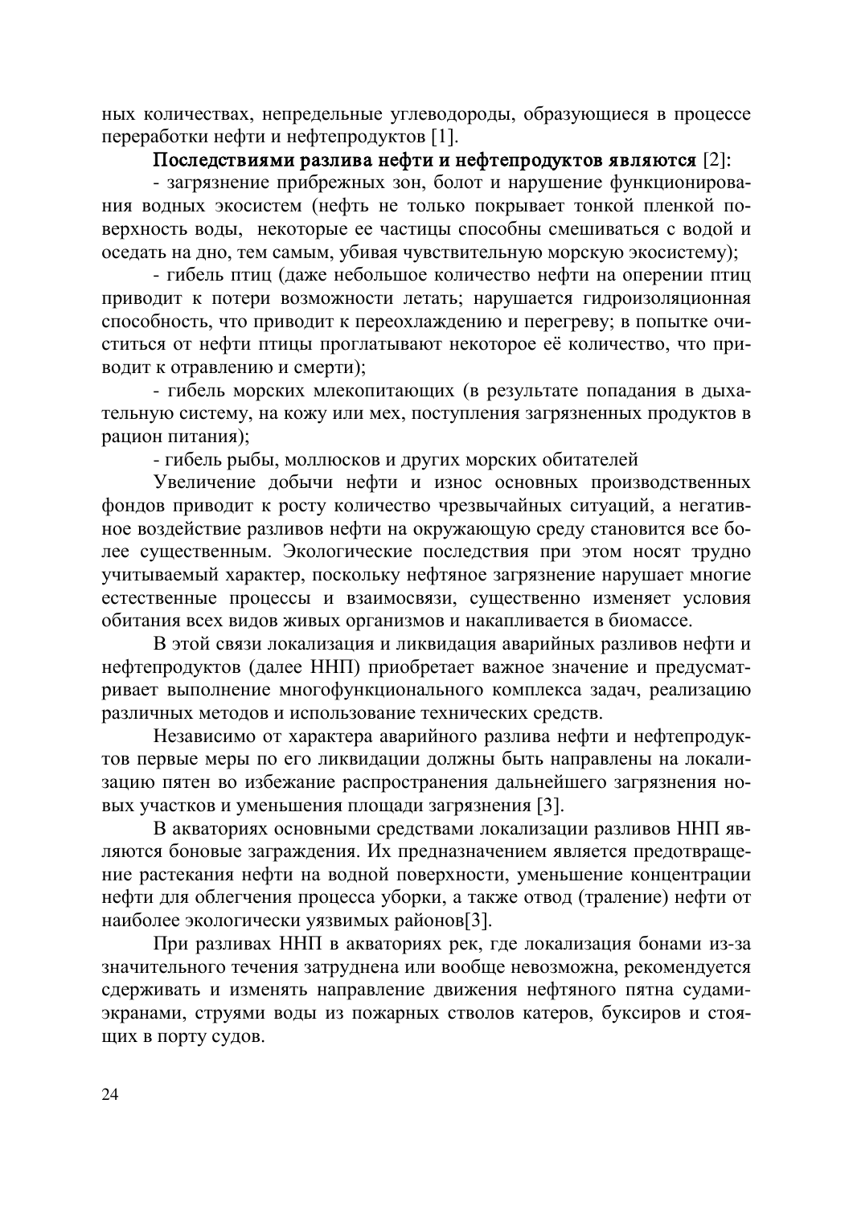ных количествах, непредельные углеводороды, образующиеся в процессе переработки нефти и нефтепродуктов [1].

**Последствиями разлива нефти и нефтепродуктов являются** [2]:

- загрязнение прибрежных зон, болот и нарушение функционирования водных экосистем (нефть не только покрывает тонкой пленкой поверхность воды, некоторые ее частицы способны смешиваться с водой и оседать на дно, тем самым, убивая чувствительную морскую экосистему);
- гибель птиц (даже небольшое количество нефти на оперении птиц приводит к потери возможности летать; нарушается гидроизоляционная способность, что приводит к переохлаждению и перегреву; в попытке очиститься от нефти птицы проглатывают некоторое её количество, что приводит к отравлению и смерти);
- гибель морских млекопитающих (в результате попадания в дыхательную систему, на кожу или мех, поступления загрязненных продуктов в рацион питания);
- гибель рыбы, моллюсков и других морских обитателей

Увеличение добычи нефти и износ основных производственных фондов приводит к росту количество чрезвычайных ситуаций, а негативное воздействие разливов нефти на окружающую среду становится все более существенным. Экологические последствия при этом носят трудно учитываемый характер, поскольку нефтяное загрязнение нарушает многие естественные процессы и взаимосвязи, существенно изменяет условия обитания всех видов живых организмов и накапливается в биомассе.

В этой связи локализация и ликвидация аварийных разливов нефти и нефтепродуктов (далее ННП) приобретает важное значение и предусматривает выполнение многофункционального комплекса задач, реализацию различных методов и использование технических средств.

Независимо от характера аварийного разлива нефти и нефтепродуктов первые меры по его ликвидации должны быть направлены на локализацию пятен во избежание распространения дальнейшего загрязнения новых участков и уменьшения площади загрязнения [3].

В акваториях основными средствами локализации разливов ННП являются боновые заграждения. Их предназначением является предотвращение растекания нефти на водной поверхности, уменьшение концентрации нефти для облегчения процесса уборки, а также отвод (траление) нефти от наиболее экологически уязвимых районов[3].

При разливах ННП в акваториях рек, где локализация бонами из-за значительного течения затруднена или вообще невозможна, рекомендуется сдерживать и изменять направление движения нефтяного пятна судами-экранами, струями воды из пожарных стволов катеров, буксиров и стоящих в порту судов.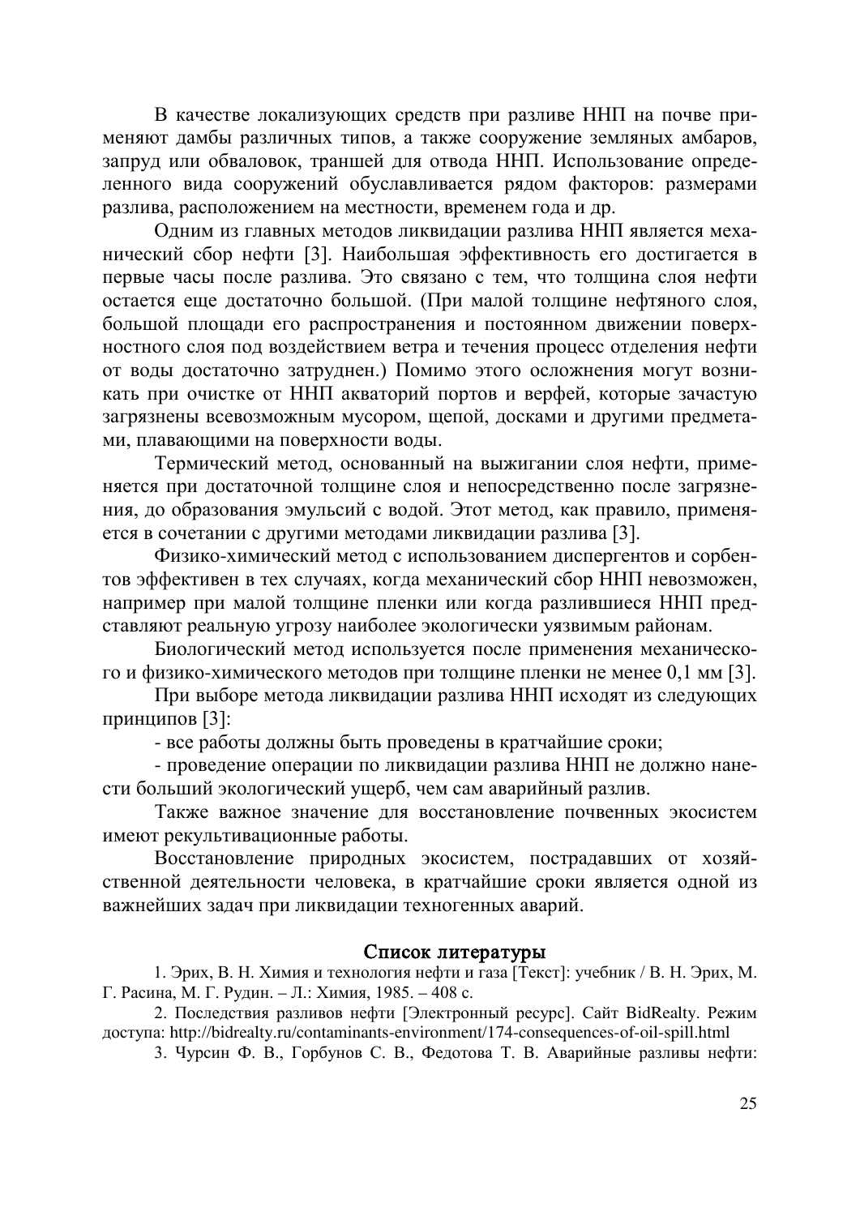В качестве локализующих средств при разливе ННП на почве применяют дамбы различных типов, а также сооружение земляных амбаров, запруд или обваловок, траншей для отвода ННП. Использование определенного вида сооружений обуславливается рядом факторов: размерами разлива, расположением на местности, временем года и др.

Одним из главных методов ликвидации разлива ННП является механический сбор нефти [3]. Наибольшая эффективность его достигается в первые часы после разлива. Это связано с тем, что толщина слоя нефти остается еще достаточно большой. (При малой толщине нефтяного слоя, большой площади его распространения и постоянном движении поверхностного слоя под воздействием ветра и течения процесс отделения нефти от воды достаточно затруднен.) Помимо этого осложнения могут возникать при очистке от ННП акваторий портов и верфей, которые зачастую загрязнены всевозможным мусором, щепой, досками и другими предметами, плавающими на поверхности воды.

Термический метод, основанный на выжигании слоя нефти, применяется при достаточной толщине слоя и непосредственно после загрязнения, до образования эмульсий с водой. Этот метод, как правило, применяется в сочетании с другими методами ликвидации разлива [3].

Физико-химический метод с использованием диспергентов и сорбентов эффективен в тех случаях, когда механический сбор ННП невозможен, например при малой толщине пленки или когда разлившиеся ННП представляют реальную угрозу наиболее экологически уязвимым районам.

Биологический метод используется после применения механического и физико-химического методов при толщине пленки не менее 0,1 мм [3].

При выборе метода ликвидации разлива ННП исходят из следующих принципов [3]:

- все работы должны быть проведены в кратчайшие сроки;
- проведение операции по ликвидации разлива ННП не должно нанести больший экологический ущерб, чем сам аварийный разлив.

Также важное значение для восстановление почвенных экосистем имеют рекультивационные работы.

Восстановление природных экосистем, пострадавших от хозяйственной деятельности человека, в кратчайшие сроки является одной из важнейших задач при ликвидации техногенных аварий.

## Список литературы

1. Эрих, В. Н. Химия и технология нефти и газа [Текст]: учебник / В. Н. Эрих, М. Г. Расина, М. Г. Рудин. – Л.: Химия, 1985. – 408 с.
2. Последствия разливов нефти [Электронный ресурс]. Сайт BidRealty. Режим доступа: http://bidrealty.ru/contaminants-environment/174-consequences-of-oil-spill.html
3. Чурсин Ф. В., Горбунов С. В., Федотова Т. В. Аварийные разливы нефти: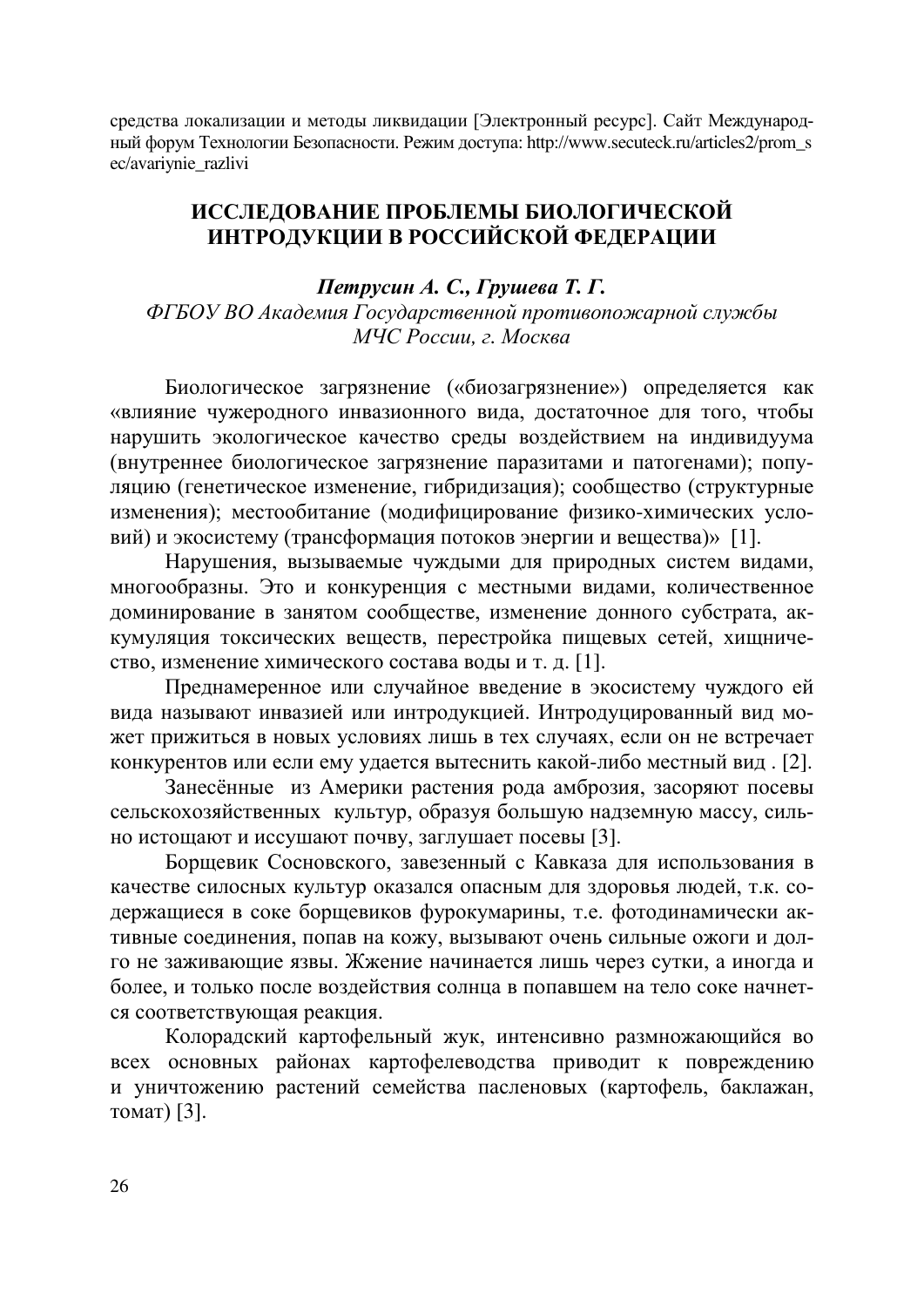средства локализации и методы ликвидации [Электронный ресурс]. Сайт Международный форум Технологии Безопасности. Режим доступа: http://www.secuteck.ru/articles2/prom_sec/avariynie_razlivi

## ИССЛЕДОВАНИЕ ПРОБЛЕМЫ БИОЛОГИЧЕСКОЙ ИНТРОДУКЦИИ В РОССИЙСКОЙ ФЕДЕРАЦИИ

***Петрусин А. С., Грушева Т. Г.***

*ФГБОУ ВО Академия Государственной противопожарной службы МЧС России, г. Москва*

Биологическое загрязнение («биозагрязнение») определяется как «влияние чужеродного инвазионного вида, достаточное для того, чтобы нарушить экологическое качество среды воздействием на индивидуума (внутреннее биологическое загрязнение паразитами и патогенами); популяцию (генетическое изменение, гибридизация); сообщество (структурные изменения); местообитание (модифицирование физико-химических условий) и экосистему (трансформация потоков энергии и вещества)» [1].

Нарушения, вызываемые чуждыми для природных систем видами, многообразны. Это и конкуренция с местными видами, количественное доминирование в занятом сообществе, изменение донного субстрата, аккумуляция токсических веществ, перестройка пищевых сетей, хищничество, изменение химического состава воды и т. д. [1].

Преднамеренное или случайное введение в экосистему чуждого ей вида называют инвазией или интродукцией. Интродуцированный вид может прижиться в новых условиях лишь в тех случаях, если он не встречает конкурентов или если ему удается вытеснить какой-либо местный вид . [2].

Занесённые из Америки растения рода амброзия, засоряют посевы сельскохозяйственных культур, образуя большую надземную массу, сильно истощают и иссушают почву, заглушает посевы [3].

Борщевик Сосновского, завезенный с Кавказа для использования в качестве силосных культур оказался опасным для здоровья людей, т.к. содержащиеся в соке борщевиков фурокумарины, т.е. фотодинамически активные соединения, попав на кожу, вызывают очень сильные ожоги и долго не заживающие язвы. Жжение начинается лишь через сутки, а иногда и более, и только после воздействия солнца в попавшем на тело соке начнется соответствующая реакция.

Колорадский картофельный жук, интенсивно размножающийся во всех основных районах картофелеводства приводит к повреждению и уничтожению растений семейства пасленовых (картофель, баклажан, томат) [3].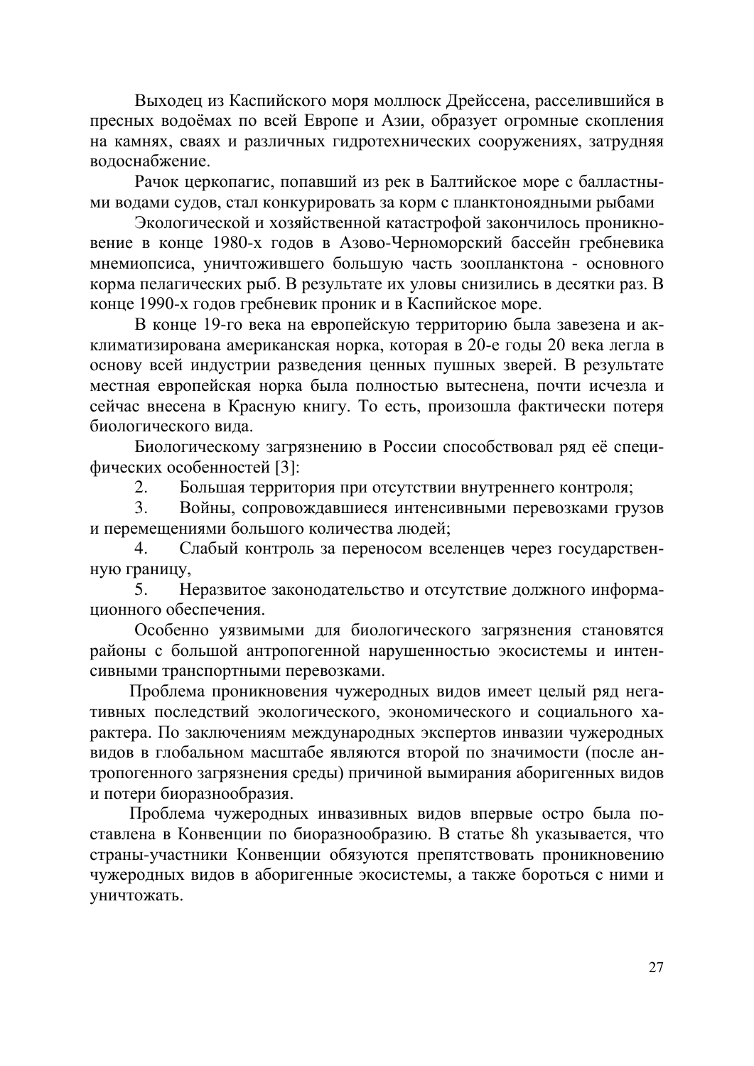Выходец из Каспийского моря моллюск Дрейссена, расселившийся в пресных водоёмах по всей Европе и Азии, образует огромные скопления на камнях, сваях и различных гидротехнических сооружениях, затрудняя водоснабжение.

Рачок церкопагис, попавший из рек в Балтийское море с балластными водами судов, стал конкурировать за корм с планктоноядными рыбами

Экологической и хозяйственной катастрофой закончилось проникновение в конце 1980-х годов в Азово-Черноморский бассейн гребневика мнемиопсиса, уничтожившего большую часть зоопланктона - основного корма пелагических рыб. В результате их уловы снизились в десятки раз. В конце 1990-х годов гребневик проник и в Каспийское море.

В конце 19-го века на европейскую территорию была завезена и акклиматизирована американская норка, которая в 20-е годы 20 века легла в основу всей индустрии разведения ценных пушных зверей. В результате местная европейская норка была полностью вытеснена, почти исчезла и сейчас внесена в Красную книгу. То есть, произошла фактически потеря биологического вида.

Биологическому загрязнению в России способствовал ряд её специфических особенностей [3]:

2. Большая территория при отсутствии внутреннего контроля;
3. Войны, сопровождавшиеся интенсивными перевозками грузов и перемещениями большого количества людей;
4. Слабый контроль за переносом вселенцев через государственную границу,
5. Неразвитое законодательство и отсутствие должного информационного обеспечения.

Особенно уязвимыми для биологического загрязнения становятся районы с большой антропогенной нарушенностью экосистемы и интенсивными транспортными перевозками.

Проблема проникновения чужеродных видов имеет целый ряд негативных последствий экологического, экономического и социального характера. По заключениям международных экспертов инвазии чужеродных видов в глобальном масштабе являются второй по значимости (после антропогенного загрязнения среды) причиной вымирания аборигенных видов и потери биоразнообразия.

Проблема чужеродных инвазивных видов впервые остро была поставлена в Конвенции по биоразнообразию. В статье 8h указывается, что страны-участники Конвенции обязуются препятствовать проникновению чужеродных видов в аборигенные экосистемы, а также бороться с ними и уничтожать.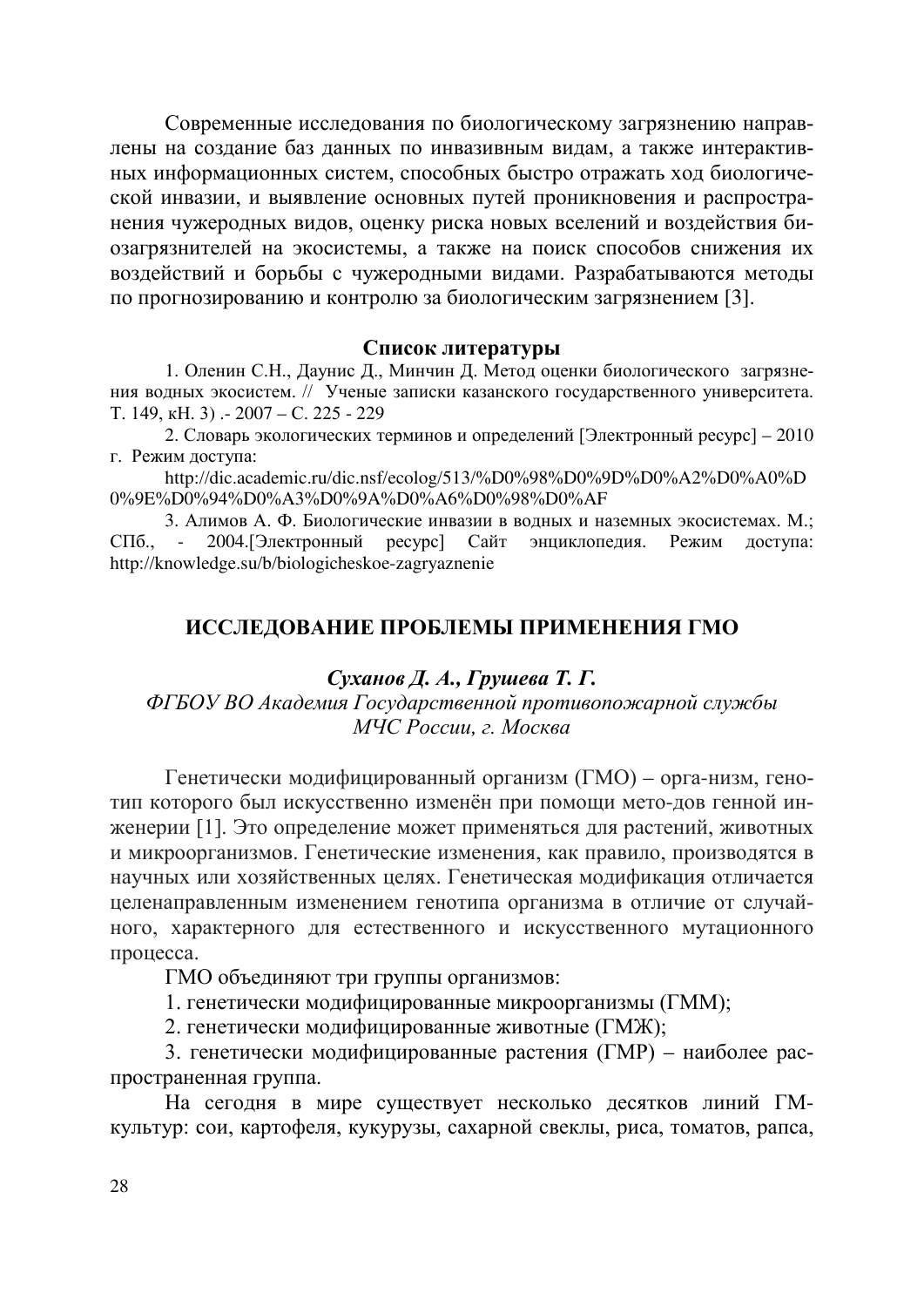Современные исследования по биологическому загрязнению направлены на создание баз данных по инвазивным видам, а также интерактивных информационных систем, способных быстро отражать ход биологической инвазии, и выявление основных путей проникновения и распространения чужеродных видов, оценку риска новых вселений и воздействия биозагрязнителей на экосистемы, а также на поиск способов снижения их воздействий и борьбы с чужеродными видами. Разрабатываются методы по прогнозированию и контролю за биологическим загрязнением [3].

**Список литературы**

1. Оленин С.Н., Даунис Д., Минчин Д. Метод оценки биологического загрязнения водных экосистем. // Ученые записки казанского государственного университета. Т. 149, кН. 3) .- 2007 – С. 225 - 229

2. Словарь экологических терминов и определений [Электронный ресурс] – 2010 г. Режим доступа:

http://dic.academic.ru/dic.nsf/ecolog/513/%D0%98%D0%9D%D0%A2%D0%A0%D0%9E%D0%94%D0%A3%D0%9A%D0%A6%D0%98%D0%AF

3. Алимов А. Ф. Биологические инвазии в водных и наземных экосистемах. М.; СПб., - 2004.[Электронный ресурс] Сайт энциклопедия. Режим доступа: http://knowledge.su/b/biologicheskoe-zagryaznenie

## ИССЛЕДОВАНИЕ ПРОБЛЕМЫ ПРИМЕНЕНИЯ ГМО

***Суханов Д. А., Грушева Т. Г.***

*ФГБОУ ВО Академия Государственной противопожарной службы МЧС России, г. Москва*

Генетически модифицированный организм (ГМО) – орга-низм, генотип которого был искусственно изменён при помощи мето-дов генной инженерии [1]. Это определение может применяться для растений, животных и микроорганизмов. Генетические изменения, как правило, производятся в научных или хозяйственных целях. Генетическая модификация отличается целенаправленным изменением генотипа организма в отличие от случайного, характерного для естественного и искусственного мутационного процесса.

ГМО объединяют три группы организмов:

1. генетически модифицированные микроорганизмы (ГММ);
2. генетически модифицированные животные (ГМЖ);
3. генетически модифицированные растения (ГМР) – наиболее распространенная группа.

На сегодня в мире существует несколько десятков линий ГМ-культур: сои, картофеля, кукурузы, сахарной свеклы, риса, томатов, рапса,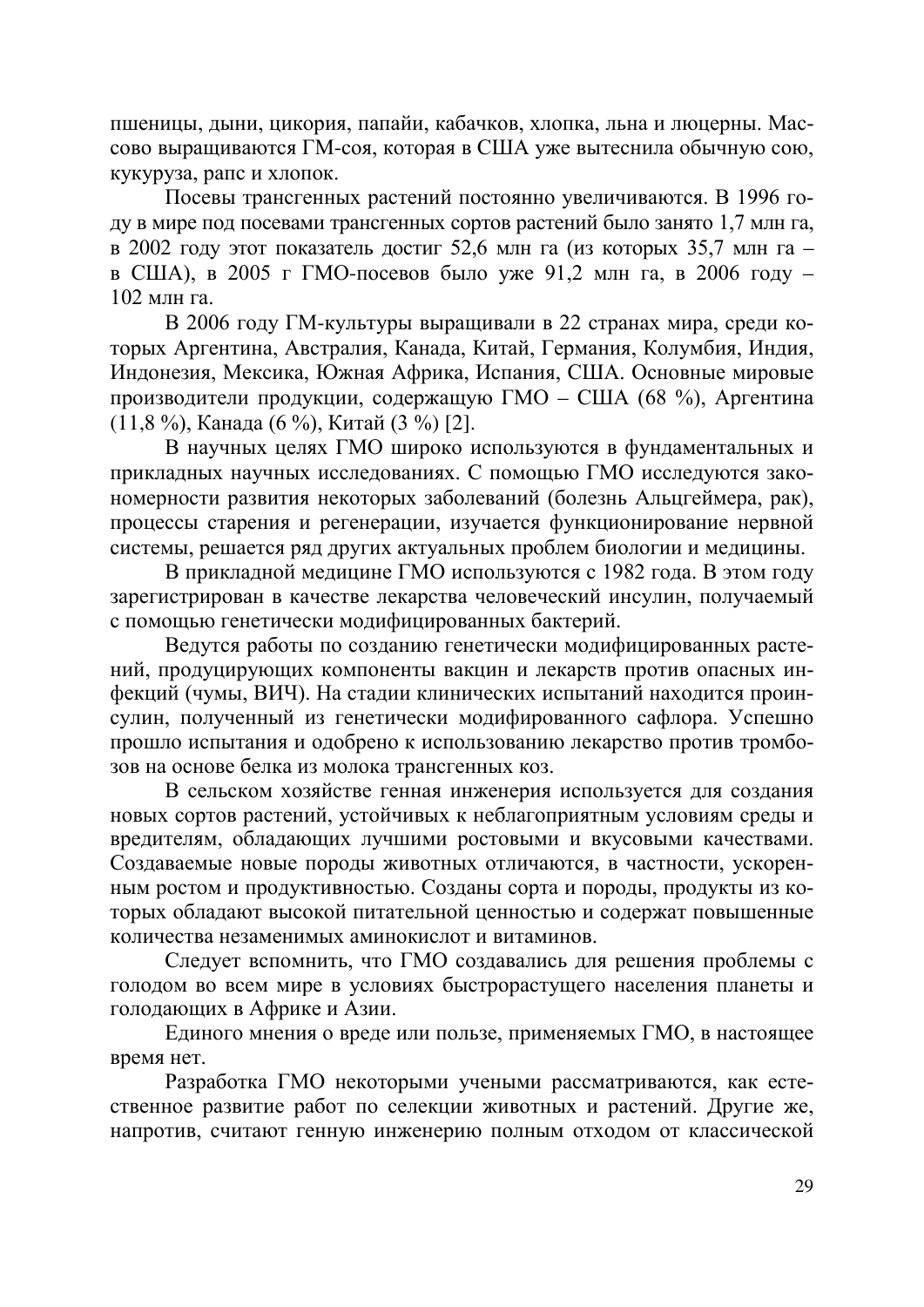пшеницы, дыни, цикория, папайи, кабачков, хлопка, льна и люцерны. Массово выращиваются ГМ-соя, которая в США уже вытеснила обычную сою, кукуруза, рапс и хлопок.

Посевы трансгенных растений постоянно увеличиваются. В 1996 году в мире под посевами трансгенных сортов растений было занято 1,7 млн га, в 2002 году этот показатель достиг 52,6 млн га (из которых 35,7 млн га – в США), в 2005 г ГМО-посевов было уже 91,2 млн га, в 2006 году – 102 млн га.

В 2006 году ГМ-культуры выращивали в 22 странах мира, среди которых Аргентина, Австралия, Канада, Китай, Германия, Колумбия, Индия, Индонезия, Мексика, Южная Африка, Испания, США. Основные мировые производители продукции, содержащую ГМО – США (68 %), Аргентина (11,8 %), Канада (6 %), Китай (3 %) [2].

В научных целях ГМО широко используются в фундаментальных и прикладных научных исследованиях. С помощью ГМО исследуются закономерности развития некоторых заболеваний (болезнь Альцгеймера, рак), процессы старения и регенерации, изучается функционирование нервной системы, решается ряд других актуальных проблем биологии и медицины.

В прикладной медицине ГМО используются с 1982 года. В этом году зарегистрирован в качестве лекарства человеческий инсулин, получаемый с помощью генетически модифицированных бактерий.

Ведутся работы по созданию генетически модифицированных растений, продуцирующих компоненты вакцин и лекарств против опасных инфекций (чумы, ВИЧ). На стадии клинических испытаний находится проинсулин, полученный из генетически модифицированного сафлора. Успешно прошло испытания и одобрено к использованию лекарство против тромбозов на основе белка из молока трансгенных коз.

В сельском хозяйстве генная инженерия используется для создания новых сортов растений, устойчивых к неблагоприятным условиям среды и вредителям, обладающих лучшими ростовыми и вкусовыми качествами. Создаваемые новые породы животных отличаются, в частности, ускоренным ростом и продуктивностью. Созданы сорта и породы, продукты из которых обладают высокой питательной ценностью и содержат повышенные количества незаменимых аминокислот и витаминов.

Следует вспомнить, что ГМО создавались для решения проблемы с голодом во всем мире в условиях быстрорастущего населения планеты и голодающих в Африке и Азии.

Единого мнения о вреде или пользе, применяемых ГМО, в настоящее время нет.

Разработка ГМО некоторыми учеными рассматриваются, как естественное развитие работ по селекции животных и растений. Другие же, напротив, считают генную инженерию полным отходом от классической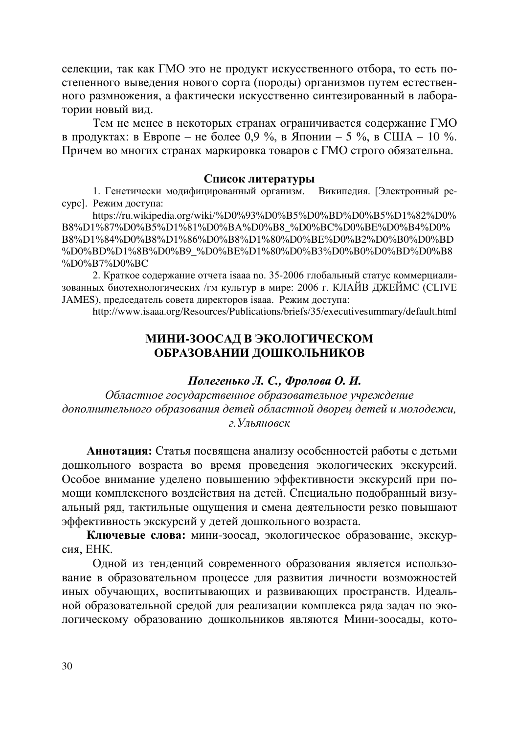селекции, так как ГМО это не продукт искусственного отбора, то есть постепенного выведения нового сорта (породы) организмов путем естественного размножения, а фактически искусственно синтезированный в лаборатории новый вид.

Тем не менее в некоторых странах ограничивается содержание ГМО в продуктах: в Европе – не более 0,9 %, в Японии – 5 %, в США – 10 %. Причем во многих странах маркировка товаров с ГМО строго обязательна.

**Список литературы**

1. Генетически модифицированный организм. Википедия. [Электронный ресурс]. Режим доступа:
https://ru.wikipedia.org/wiki/%D0%93%D0%B5%D0%BD%D0%B5%D1%82%D0%B8%D1%87%D0%B5%D1%81%D0%BA%D0%B8_%D0%BC%D0%BE%D0%B4%D0%B8%D1%84%D0%B8%D1%86%D0%B8%D1%80%D0%BE%D0%B2%D0%B0%D0%BD%D0%BD%D1%8B%D0%B9_%D0%BE%D1%80%D0%B3%D0%B0%D0%BD%D0%B8%D0%B7%D0%BC

2. Краткое содержание отчета isaaa no. 35-2006 глобальный статус коммерциализованных биотехнологических /гм культур в мире: 2006 г. КЛАЙВ ДЖЕЙМС (CLIVE JAMES), председатель совета директоров isaaa. Режим доступа:
http://www.isaaa.org/Resources/Publications/briefs/35/executivesummary/default.html

## МИНИ-ЗООСАД В ЭКОЛОГИЧЕСКОМ ОБРАЗОВАНИИ ДОШКОЛЬНИКОВ

***Полегенько Л. С., Фролова О. И.***

*Областное государственное образовательное учреждение дополнительного образования детей областной дворец детей и молодежи, г.Ульяновск*

**Аннотация:** Статья посвящена анализу особенностей работы с детьми дошкольного возраста во время проведения экологических экскурсий. Особое внимание уделено повышению эффективности экскурсий при помощи комплексного воздействия на детей. Специально подобранный визуальный ряд, тактильные ощущения и смена деятельности резко повышают эффективность экскурсий у детей дошкольного возраста.

**Ключевые слова:** мини-зоосад, экологическое образование, экскурсия, ЕНК.

Одной из тенденций современного образования является использование в образовательном процессе для развития личности возможностей иных обучающих, воспитывающих и развивающих пространств. Идеальной образовательной средой для реализации комплекса ряда задач по экологическому образованию дошкольников являются Мини-зоосады, кото-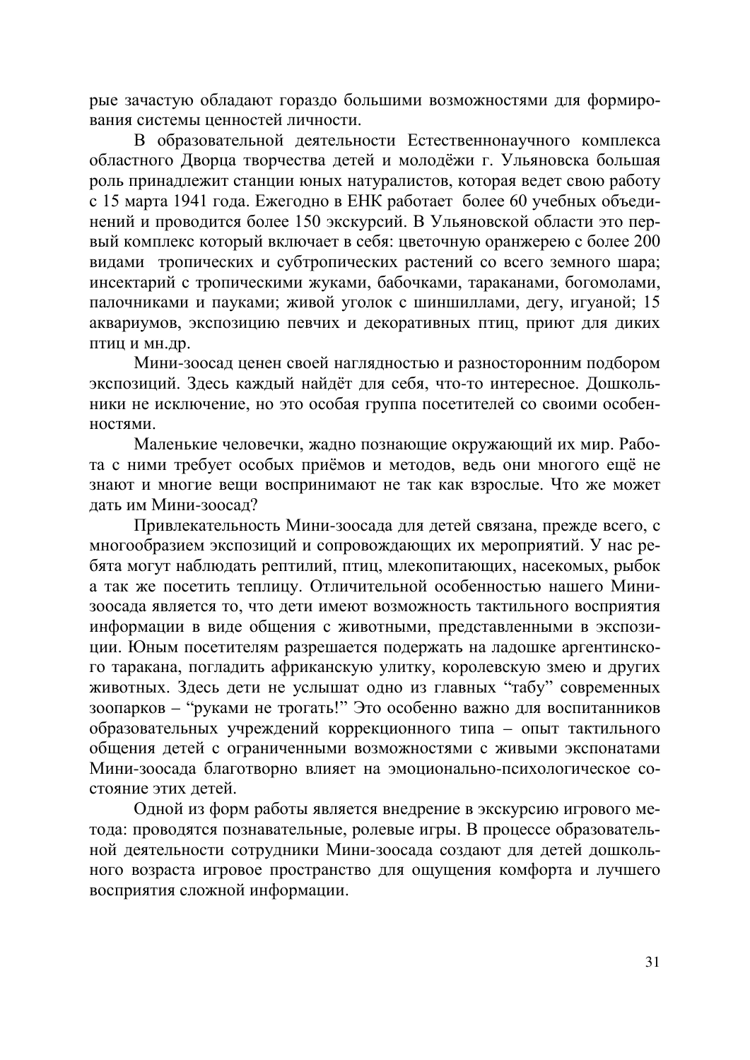рые зачастую обладают гораздо большими возможностями для формирования системы ценностей личности.

В образовательной деятельности Естественнонаучного комплекса областного Дворца творчества детей и молодёжи г. Ульяновска большая роль принадлежит станции юных натуралистов, которая ведет свою работу с 15 марта 1941 года. Ежегодно в ЕНК работает более 60 учебных объединений и проводится более 150 экскурсий. В Ульяновской области это первый комплекс который включает в себя: цветочную оранжерею с более 200 видами тропических и субтропических растений со всего земного шара; инсектарий с тропическими жуками, бабочками, тараканами, богомолами, палочниками и пауками; живой уголок с шиншиллами, дегу, игуаной; 15 аквариумов, экспозицию певчих и декоративных птиц, приют для диких птиц и мн.др.

Мини-зоосад ценен своей наглядностью и разносторонним подбором экспозиций. Здесь каждый найдёт для себя, что-то интересное. Дошкольники не исключение, но это особая группа посетителей со своими особенностями.

Маленькие человечки, жадно познающие окружающий их мир. Работа с ними требует особых приёмов и методов, ведь они многого ещё не знают и многие вещи воспринимают не так как взрослые. Что же может дать им Мини-зоосад?

Привлекательность Мини-зоосада для детей связана, прежде всего, с многообразием экспозиций и сопровождающих их мероприятий. У нас ребята могут наблюдать рептилий, птиц, млекопитающих, насекомых, рыбок а так же посетить теплицу. Отличительной особенностью нашего Мини-зоосада является то, что дети имеют возможность тактильного восприятия информации в виде общения с животными, представленными в экспозиции. Юным посетителям разрешается подержать на ладошке аргентинского таракана, погладить африканскую улитку, королевскую змею и других животных. Здесь дети не услышат одно из главных "табу" современных зоопарков – "руками не трогать!" Это особенно важно для воспитанников образовательных учреждений коррекционного типа – опыт тактильного общения детей с ограниченными возможностями с живыми экспонатами Мини-зоосада благотворно влияет на эмоционально-психологическое состояние этих детей.

Одной из форм работы является внедрение в экскурсию игрового метода: проводятся познавательные, ролевые игры. В процессе образовательной деятельности сотрудники Мини-зоосада создают для детей дошкольного возраста игровое пространство для ощущения комфорта и лучшего восприятия сложной информации.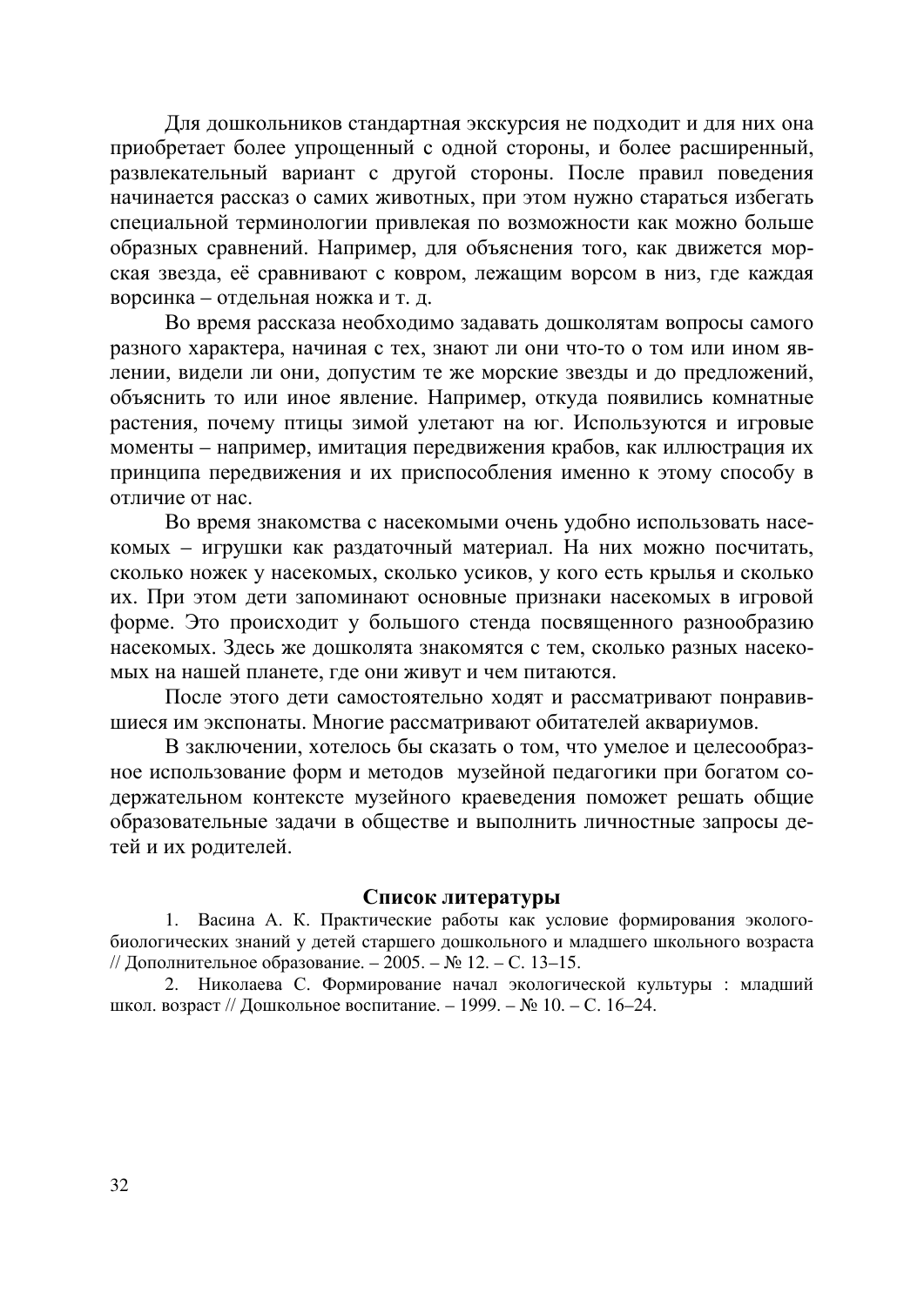Для дошкольников стандартная экскурсия не подходит и для них она приобретает более упрощенный с одной стороны, и более расширенный, развлекательный вариант с другой стороны. После правил поведения начинается рассказ о самих животных, при этом нужно стараться избегать специальной терминологии привлекая по возможности как можно больше образных сравнений. Например, для объяснения того, как движется морская звезда, её сравнивают с ковром, лежащим ворсом в низ, где каждая ворсинка – отдельная ножка и т. д.

Во время рассказа необходимо задавать дошколятам вопросы самого разного характера, начиная с тех, знают ли они что-то о том или ином явлении, видели ли они, допустим те же морские звезды и до предложений, объяснить то или иное явление. Например, откуда появились комнатные растения, почему птицы зимой улетают на юг. Используются и игровые моменты – например, имитация передвижения крабов, как иллюстрация их принципа передвижения и их приспособления именно к этому способу в отличие от нас.

Во время знакомства с насекомыми очень удобно использовать насекомых – игрушки как раздаточный материал. На них можно посчитать, сколько ножек у насекомых, сколько усиков, у кого есть крылья и сколько их. При этом дети запоминают основные признаки насекомых в игровой форме. Это происходит у большого стенда посвященного разнообразию насекомых. Здесь же дошколята знакомятся с тем, сколько разных насекомых на нашей планете, где они живут и чем питаются.

После этого дети самостоятельно ходят и рассматривают понравившиеся им экспонаты. Многие рассматривают обитателей аквариумов.

В заключении, хотелось бы сказать о том, что умелое и целесообразное использование форм и методов музейной педагогики при богатом содержательном контексте музейного краеведения поможет решать общие образовательные задачи в обществе и выполнить личностные запросы детей и их родителей.

## Список литературы

1. Васина А. К. Практические работы как условие формирования эколого-биологических знаний у детей старшего дошкольного и младшего школьного возраста // Дополнительное образование. – 2005. – № 12. – С. 13–15.
2. Николаева С. Формирование начал экологической культуры : младший школ. возраст // Дошкольное воспитание. – 1999. – № 10. – С. 16–24.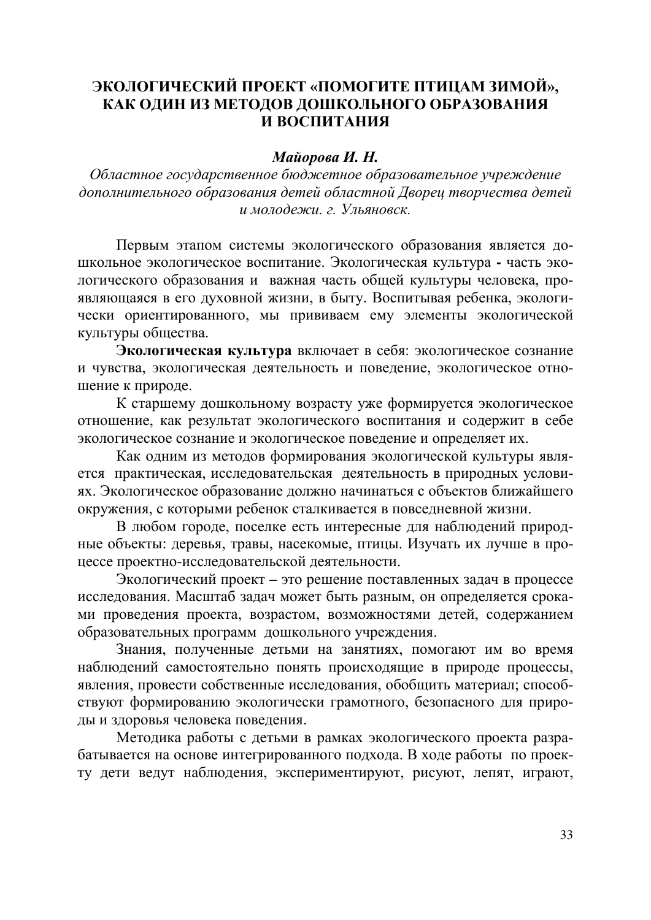## ЭКОЛОГИЧЕСКИЙ ПРОЕКТ «ПОМОГИТЕ ПТИЦАМ ЗИМОЙ», КАК ОДИН ИЗ МЕТОДОВ ДОШКОЛЬНОГО ОБРАЗОВАНИЯ И ВОСПИТАНИЯ

***Майорова И. Н.***

*Областное государственное бюджетное образовательное учреждение дополнительного образования детей областной Дворец творчества детей и молодежи. г. Ульяновск.*

Первым этапом системы экологического образования является дошкольное экологическое воспитание. Экологическая культура **-** часть экологического образования и важная часть общей культуры человека, проявляющаяся в его духовной жизни, в быту. Воспитывая ребенка, экологически ориентированного, мы прививаем ему элементы экологической культуры общества.

**Экологическая культура** включает в себя: экологическое сознание и чувства, экологическая деятельность и поведение, экологическое отношение к природе.

К старшему дошкольному возрасту уже формируется экологическое отношение, как результат экологического воспитания и содержит в себе экологическое сознание и экологическое поведение и определяет их.

Как одним из методов формирования экологической культуры является практическая, исследовательская деятельность в природных условиях. Экологическое образование должно начинаться с объектов ближайшего окружения, с которыми ребенок сталкивается в повседневной жизни.

В любом городе, поселке есть интересные для наблюдений природные объекты: деревья, травы, насекомые, птицы. Изучать их лучше в процессе проектно-исследовательской деятельности.

Экологический проект – это решение поставленных задач в процессе исследования. Масштаб задач может быть разным, он определяется сроками проведения проекта, возрастом, возможностями детей, содержанием образовательных программ дошкольного учреждения.

Знания, полученные детьми на занятиях, помогают им во время наблюдений самостоятельно понять происходящие в природе процессы, явления, провести собственные исследования, обобщить материал; способствуют формированию экологически грамотного, безопасного для природы и здоровья человека поведения.

Методика работы с детьми в рамках экологического проекта разрабатывается на основе интегрированного подхода. В ходе работы по проекту дети ведут наблюдения, экспериментируют, рисуют, лепят, играют,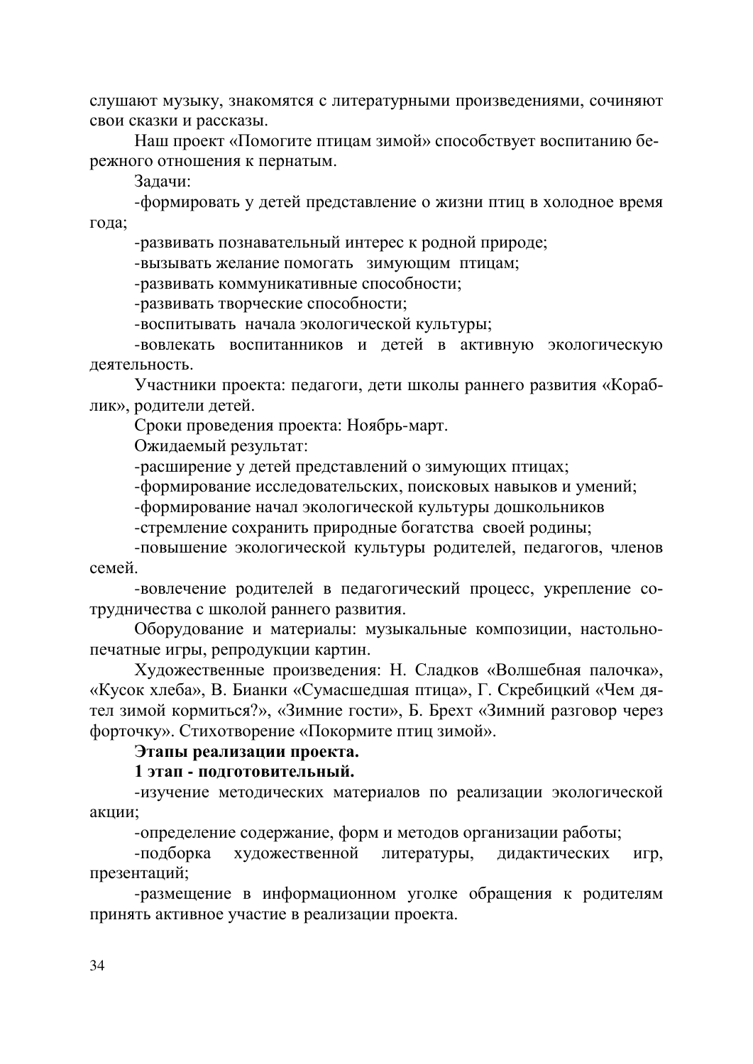слушают музыку, знакомятся с литературными произведениями, сочиняют свои сказки и рассказы.

Наш проект «Помогите птицам зимой» способствует воспитанию бережного отношения к пернатым.

Задачи:

-формировать у детей представление о жизни птиц в холодное время года;

-развивать познавательный интерес к родной природе;

-вызывать желание помогать зимующим птицам;

-развивать коммуникативные способности;

-развивать творческие способности;

-воспитывать начала экологической культуры;

-вовлекать воспитанников и детей в активную экологическую деятельность.

Участники проекта: педагоги, дети школы раннего развития «Кораблик», родители детей.

Сроки проведения проекта: Ноябрь-март.

Ожидаемый результат:

-расширение у детей представлений о зимующих птицах;

-формирование исследовательских, поисковых навыков и умений;

-формирование начал экологической культуры дошкольников

-стремление сохранить природные богатства своей родины;

-повышение экологической культуры родителей, педагогов, членов семей.

-вовлечение родителей в педагогический процесс, укрепление сотрудничества с школой раннего развития.

Оборудование и материалы: музыкальные композиции, настольно-печатные игры, репродукции картин.

Художественные произведения: Н. Сладков «Волшебная палочка», «Кусок хлеба», В. Бианки «Сумасшедшая птица», Г. Скребицкий «Чем дятел зимой кормиться?», «Зимние гости», Б. Брехт «Зимний разговор через форточку». Стихотворение «Покормите птиц зимой».

**Этапы реализации проекта.**

**1 этап - подготовительный.**

-изучение методических материалов по реализации экологической акции;

-определение содержание, форм и методов организации работы;

-подборка художественной литературы, дидактических игр, презентаций;

-размещение в информационном уголке обращения к родителям принять активное участие в реализации проекта.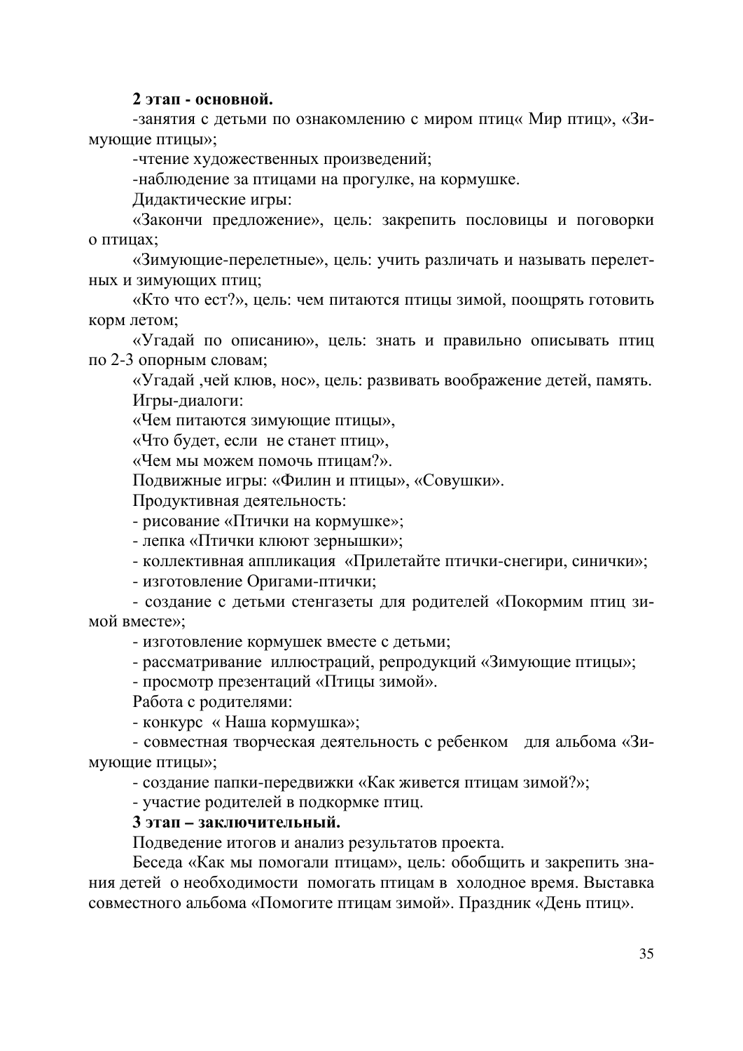**2 этап - основной.**

-занятия с детьми по ознакомлению с миром птиц« Мир птиц», «Зимующие птицы»;

-чтение художественных произведений;

-наблюдение за птицами на прогулке, на кормушке.

Дидактические игры:

«Закончи предложение», цель: закрепить пословицы и поговорки о птицах;

«Зимующие-перелетные», цель: учить различать и называть перелетных и зимующих птиц;

«Кто что ест?», цель: чем питаются птицы зимой, поощрять готовить корм летом;

«Угадай по описанию», цель: знать и правильно описывать птиц по 2-3 опорным словам;

«Угадай ,чей клюв, нос», цель: развивать воображение детей, память.

Игры-диалоги:

«Чем питаются зимующие птицы»,

«Что будет, если не станет птиц»,

«Чем мы можем помочь птицам?».

Подвижные игры: «Филин и птицы», «Совушки».

Продуктивная деятельность:

- рисование «Птички на кормушке»;
- лепка «Птички клюют зернышки»;
- коллективная аппликация «Прилетайте птички-снегири, синички»;
- изготовление Оригами-птички;
- создание с детьми стенгазеты для родителей «Покормим птиц зимой вместе»;
- изготовление кормушек вместе с детьми;
- рассматривание иллюстраций, репродукций «Зимующие птицы»;
- просмотр презентаций «Птицы зимой».

Работа с родителями:

- конкурс « Наша кормушка»;
- совместная творческая деятельность с ребенком для альбома «Зимующие птицы»;
- создание папки-передвижки «Как живется птицам зимой?»;
- участие родителей в подкормке птиц.

**3 этап – заключительный.**

Подведение итогов и анализ результатов проекта.

Беседа «Как мы помогали птицам», цель: обобщить и закрепить знания детей о необходимости помогать птицам в холодное время. Выставка совместного альбома «Помогите птицам зимой». Праздник «День птиц».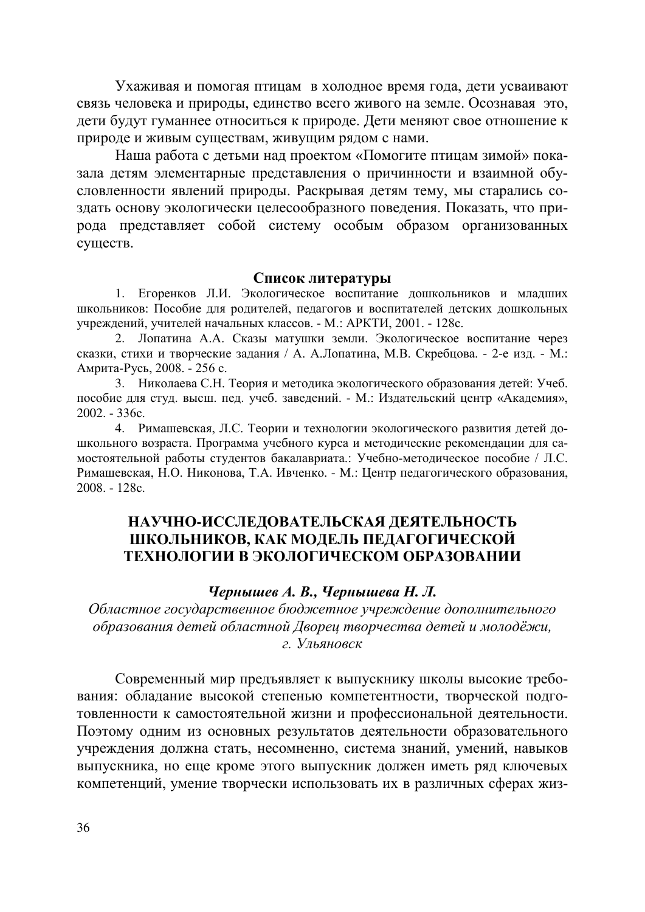Ухаживая и помогая птицам в холодное время года, дети усваивают связь человека и природы, единство всего живого на земле. Осознавая это, дети будут гуманнее относиться к природе. Дети меняют свое отношение к природе и живым существам, живущим рядом с нами.

Наша работа с детьми над проектом «Помогите птицам зимой» показала детям элементарные представления о причинности и взаимной обусловленности явлений природы. Раскрывая детям тему, мы старались создать основу экологически целесообразного поведения. Показать, что природа представляет собой систему особым образом организованных существ.

**Список литературы**

1. Егоренков Л.И. Экологическое воспитание дошкольников и младших школьников: Пособие для родителей, педагогов и воспитателей детских дошкольных учреждений, учителей начальных классов. - М.: АРКТИ, 2001. - 128с.
2. Лопатина А.А. Сказы матушки земли. Экологическое воспитание через сказки, стихи и творческие задания / А. А.Лопатина, М.В. Скребцова. - 2-е изд. - М.: Амрита-Русь, 2008. - 256 с.
3. Николаева С.Н. Теория и методика экологического образования детей: Учеб. пособие для студ. высш. пед. учеб. заведений. - М.: Издательский центр «Академия», 2002. - 336с.
4. Римашевская, Л.С. Теории и технологии экологического развития детей дошкольного возраста. Программа учебного курса и методические рекомендации для самостоятельной работы студентов бакалавриата.: Учебно-методическое пособие / Л.С. Римашевская, Н.О. Никонова, Т.А. Ивченко. - М.: Центр педагогического образования, 2008. - 128с.

## НАУЧНО-ИССЛЕДОВАТЕЛЬСКАЯ ДЕЯТЕЛЬНОСТЬ ШКОЛЬНИКОВ, КАК МОДЕЛЬ ПЕДАГОГИЧЕСКОЙ ТЕХНОЛОГИИ В ЭКОЛОГИЧЕСКОМ ОБРАЗОВАНИИ

***Чернышев А. В., Чернышева Н. Л.***

*Областное государственное бюджетное учреждение дополнительного образования детей областной Дворец творчества детей и молодёжи, г. Ульяновск*

Современный мир предъявляет к выпускнику школы высокие требования: обладание высокой степенью компетентности, творческой подготовленности к самостоятельной жизни и профессиональной деятельности. Поэтому одним из основных результатов деятельности образовательного учреждения должна стать, несомненно, система знаний, умений, навыков выпускника, но еще кроме этого выпускник должен иметь ряд ключевых компетенций, умение творчески использовать их в различных сферах жиз-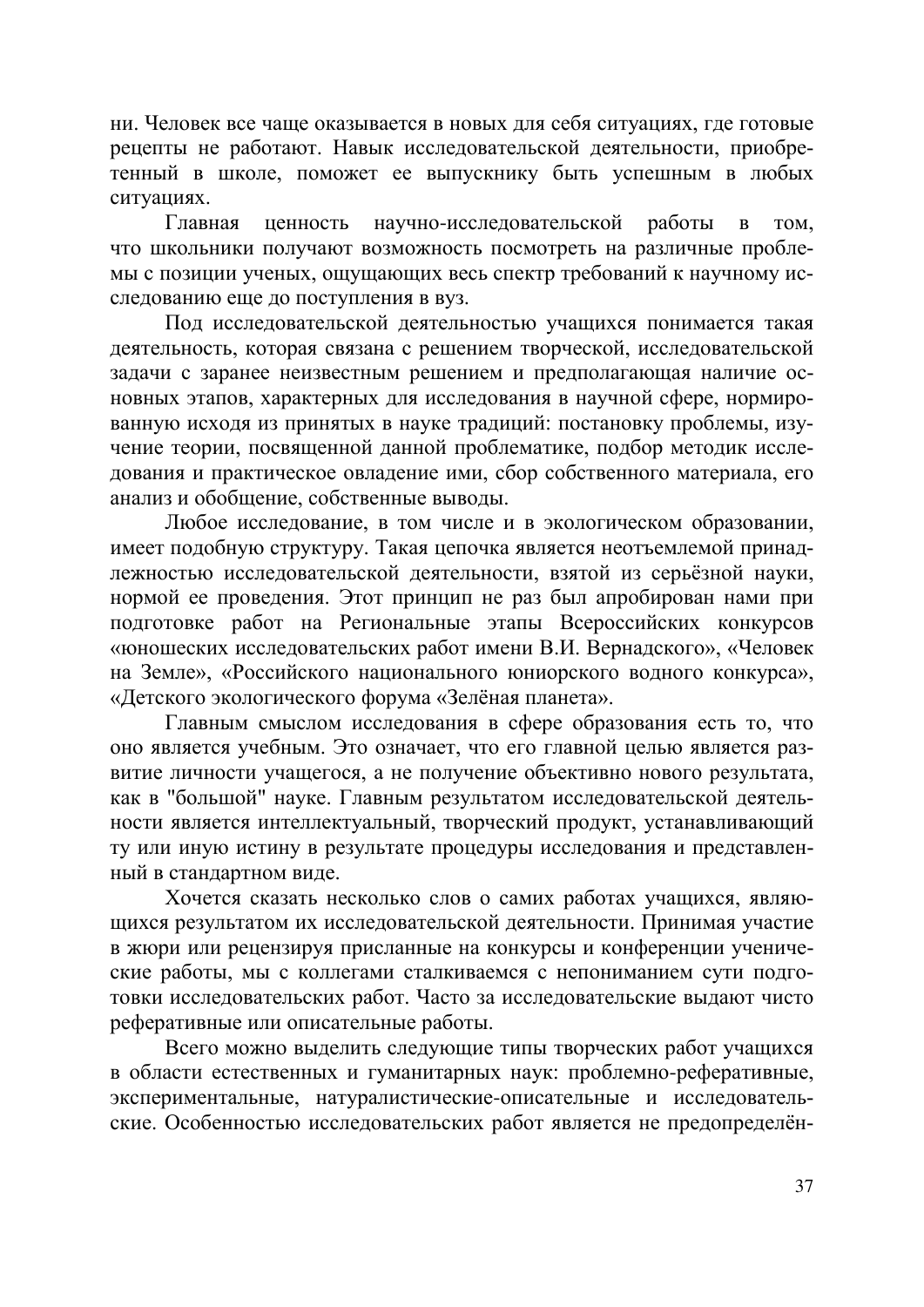ни. Человек все чаще оказывается в новых для себя ситуациях, где готовые рецепты не работают. Навык исследовательской деятельности, приобретенный в школе, поможет ее выпускнику быть успешным в любых ситуациях.

Главная ценность научно-исследовательской работы в том, что школьники получают возможность посмотреть на различные проблемы с позиции ученых, ощущающих весь спектр требований к научному исследованию еще до поступления в вуз.

Под исследовательской деятельностью учащихся понимается такая деятельность, которая связана с решением творческой, исследовательской задачи с заранее неизвестным решением и предполагающая наличие основных этапов, характерных для исследования в научной сфере, нормированную исходя из принятых в науке традиций: постановку проблемы, изучение теории, посвященной данной проблематике, подбор методик исследования и практическое овладение ими, сбор собственного материала, его анализ и обобщение, собственные выводы.

Любое исследование, в том числе и в экологическом образовании, имеет подобную структуру. Такая цепочка является неотъемлемой принадлежностью исследовательской деятельности, взятой из серьёзной науки, нормой ее проведения. Этот принцип не раз был апробирован нами при подготовке работ на Региональные этапы Всероссийских конкурсов «юношеских исследовательских работ имени В.И. Вернадского», «Человек на Земле», «Российского национального юниорского водного конкурса», «Детского экологического форума «Зелёная планета».

Главным смыслом исследования в сфере образования есть то, что оно является учебным. Это означает, что его главной целью является развитие личности учащегося, а не получение объективно нового результата, как в "большой" науке. Главным результатом исследовательской деятельности является интеллектуальный, творческий продукт, устанавливающий ту или иную истину в результате процедуры исследования и представленный в стандартном виде.

Хочется сказать несколько слов о самих работах учащихся, являющихся результатом их исследовательской деятельности. Принимая участие в жюри или рецензируя присланные на конкурсы и конференции ученические работы, мы с коллегами сталкиваемся с непониманием сути подготовки исследовательских работ. Часто за исследовательские выдают чисто реферативные или описательные работы.

Всего можно выделить следующие типы творческих работ учащихся в области естественных и гуманитарных наук: проблемно-реферативные, экспериментальные, натуралистические-описательные и исследовательские. Особенностью исследовательских работ является не предопределён-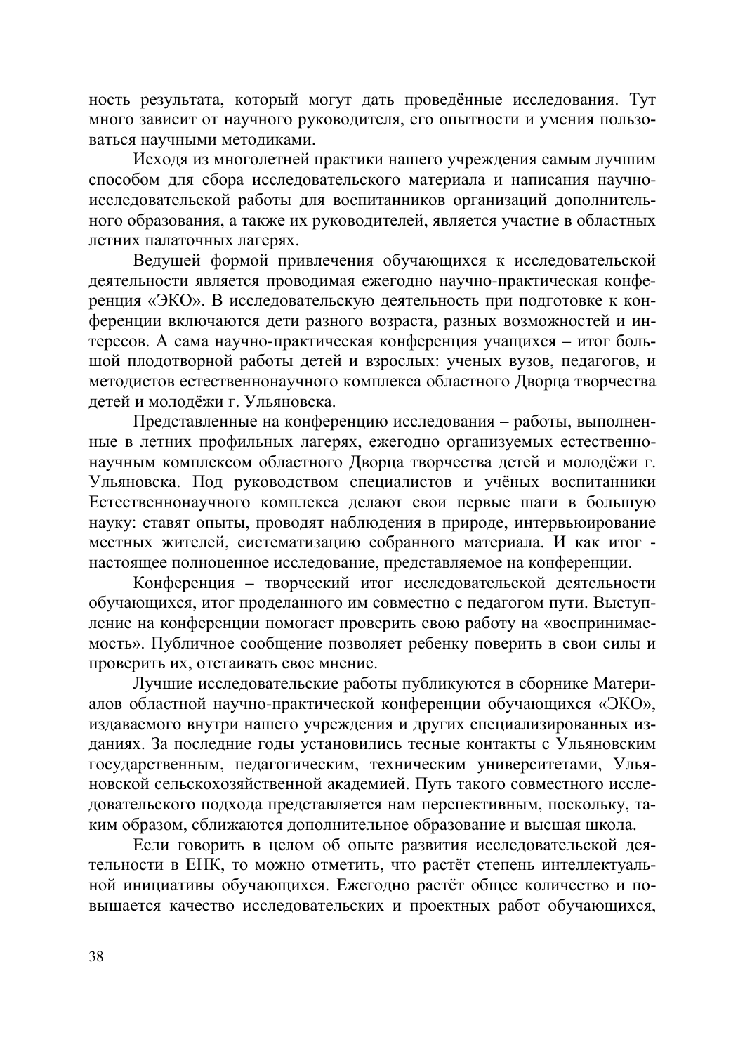ность результата, который могут дать проведённые исследования. Тут много зависит от научного руководителя, его опытности и умения пользоваться научными методиками.

Исходя из многолетней практики нашего учреждения самым лучшим способом для сбора исследовательского материала и написания научно-исследовательской работы для воспитанников организаций дополнительного образования, а также их руководителей, является участие в областных летних палаточных лагерях.

Ведущей формой привлечения обучающихся к исследовательской деятельности является проводимая ежегодно научно-практическая конференция «ЭКО». В исследовательскую деятельность при подготовке к конференции включаются дети разного возраста, разных возможностей и интересов. А сама научно-практическая конференция учащихся – итог большой плодотворной работы детей и взрослых: ученых вузов, педагогов, и методистов естественнонаучного комплекса областного Дворца творчества детей и молодёжи г. Ульяновска.

Представленные на конференцию исследования – работы, выполненные в летних профильных лагерях, ежегодно организуемых естественнонаучным комплексом областного Дворца творчества детей и молодёжи г. Ульяновска. Под руководством специалистов и учёных воспитанники Естественнонаучного комплекса делают свои первые шаги в большую науку: ставят опыты, проводят наблюдения в природе, интервьюирование местных жителей, систематизацию собранного материала. И как итог - настоящее полноценное исследование, представляемое на конференции.

Конференция – творческий итог исследовательской деятельности обучающихся, итог проделанного им совместно с педагогом пути. Выступление на конференции помогает проверить свою работу на «воспринимаемость». Публичное сообщение позволяет ребенку поверить в свои силы и проверить их, отстаивать свое мнение.

Лучшие исследовательские работы публикуются в сборнике Материалов областной научно-практической конференции обучающихся «ЭКО», издаваемого внутри нашего учреждения и других специализированных изданиях. За последние годы установились тесные контакты с Ульяновским государственным, педагогическим, техническим университетами, Ульяновской сельскохозяйственной академией. Путь такого совместного исследовательского подхода представляется нам перспективным, поскольку, таким образом, сближаются дополнительное образование и высшая школа.

Если говорить в целом об опыте развития исследовательской деятельности в ЕНК, то можно отметить, что растёт степень интеллектуальной инициативы обучающихся. Ежегодно растёт общее количество и повышается качество исследовательских и проектных работ обучающихся,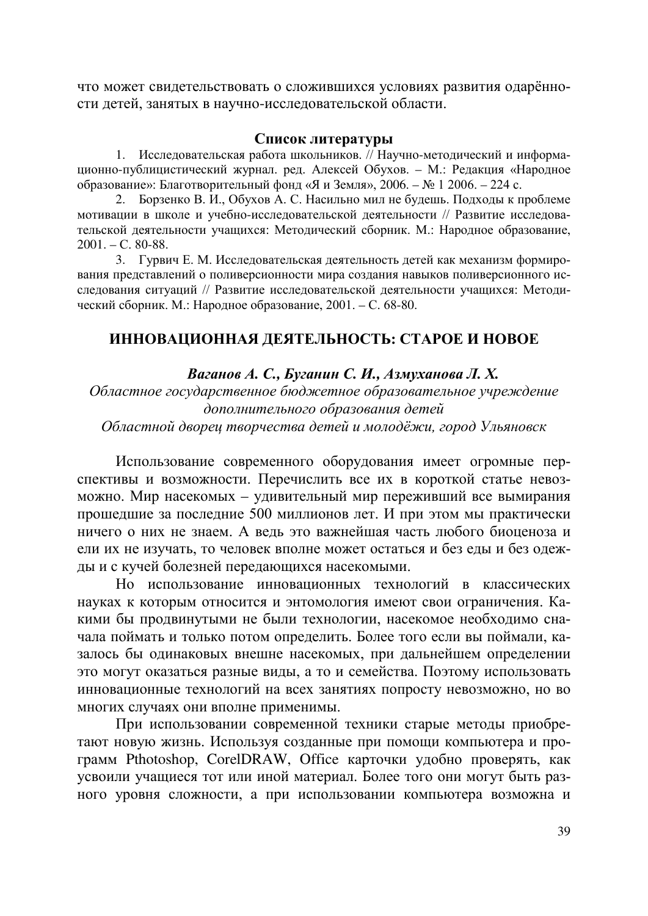что может свидетельствовать о сложившихся условиях развития одарённости детей, занятых в научно-исследовательской области.

**Список литературы**

1. Исследовательская работа школьников. // Научно-методический и информационно-публицистический журнал. ред. Алексей Обухов. – М.: Редакция «Народное образование»: Благотворительный фонд «Я и Земля», 2006. – № 1 2006. – 224 с.
2. Борзенко В. И., Обухов А. С. Насильно мил не будешь. Подходы к проблеме мотивации в школе и учебно-исследовательской деятельности // Развитие исследовательской деятельности учащихся: Методический сборник. М.: Народное образование, 2001. – С. 80-88.
3. Гурвич Е. М. Исследовательская деятельность детей как механизм формирования представлений о поливерсионности мира создания навыков поливерсионного исследования ситуаций // Развитие исследовательской деятельности учащихся: Методический сборник. М.: Народное образование, 2001. – С. 68-80.

## ИННОВАЦИОННАЯ ДЕЯТЕЛЬНОСТЬ: СТАРОЕ И НОВОЕ

***Ваганов А. С., Буганин С. И., Азмуханова Л. Х.***

*Областное государственное бюджетное образовательное учреждение дополнительного образования детей*
*Областной дворец творчества детей и молодёжи, город Ульяновск*

Использование современного оборудования имеет огромные перспективы и возможности. Перечислить все их в короткой статье невозможно. Мир насекомых – удивительный мир переживший все вымирания прошедшие за последние 500 миллионов лет. И при этом мы практически ничего о них не знаем. А ведь это важнейшая часть любого биоценоза и ели их не изучать, то человек вполне может остаться и без еды и без одежды и с кучей болезней передающихся насекомыми.

Но использование инновационных технологий в классических науках к которым относится и энтомология имеют свои ограничения. Какими бы продвинутыми не были технологии, насекомое необходимо сначала поймать и только потом определить. Более того если вы поймали, казалось бы одинаковых внешне насекомых, при дальнейшем определении это могут оказаться разные виды, а то и семейства. Поэтому использовать инновационные технологий на всех занятиях попросту невозможно, но во многих случаях они вполне применимы.

При использовании современной техники старые методы приобретают новую жизнь. Используя созданные при помощи компьютера и программ Pthotoshop, CorelDRAW, Office карточки удобно проверять, как усвоили учащиеся тот или иной материал. Более того они могут быть разного уровня сложности, а при использовании компьютера возможна и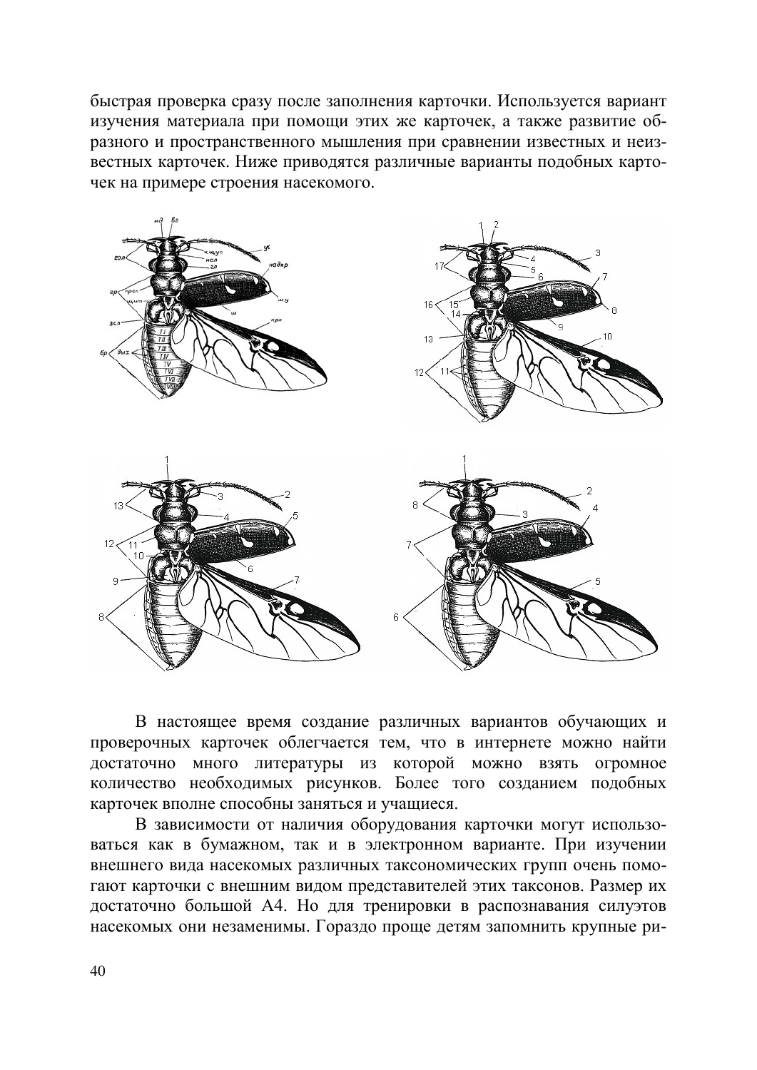быстрая проверка сразу после заполнения карточки. Используется вариант изучения материала при помощи этих же карточек, а также развитие образного и пространственного мышления при сравнении известных и неизвестных карточек. Ниже приводятся различные варианты подобных карточек на примере строения насекомого.

В настоящее время создание различных вариантов обучающих и проверочных карточек облегчается тем, что в интернете можно найти достаточно много литературы из которой можно взять огромное количество необходимых рисунков. Более того созданием подобных карточек вполне способны заняться и учащиеся.

В зависимости от наличия оборудования карточки могут использоваться как в бумажном, так и в электронном варианте. При изучении внешнего вида насекомых различных таксономических групп очень помогают карточки с внешним видом представителей этих таксонов. Размер их достаточно большой А4. Но для тренировки в распознавания силуэтов насекомых они незаменимы. Гораздо проще детям запомнить крупные ри-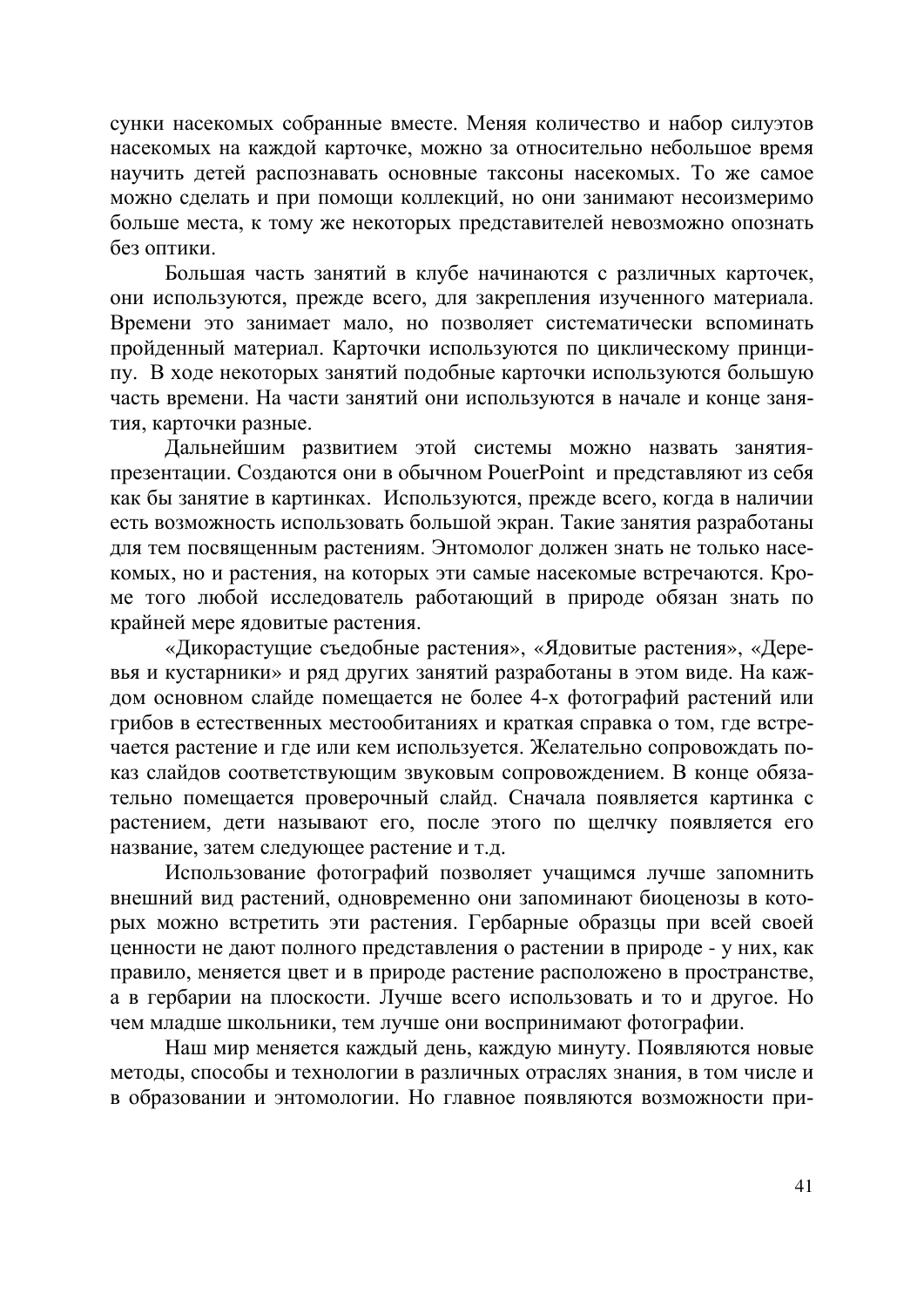сунки насекомых собранные вместе. Меняя количество и набор силуэтов насекомых на каждой карточке, можно за относительно небольшое время научить детей распознавать основные таксоны насекомых. То же самое можно сделать и при помощи коллекций, но они занимают несоизмеримо больше места, к тому же некоторых представителей невозможно опознать без оптики.

Большая часть занятий в клубе начинаются с различных карточек, они используются, прежде всего, для закрепления изученного материала. Времени это занимает мало, но позволяет систематически вспоминать пройденный материал. Карточки используются по циклическому принципу. В ходе некоторых занятий подобные карточки используются большую часть времени. На части занятий они используются в начале и конце занятия, карточки разные.

Дальнейшим развитием этой системы можно назвать занятия-презентации. Создаются они в обычном PouerPoint и представляют из себя как бы занятие в картинках. Используются, прежде всего, когда в наличии есть возможность использовать большой экран. Такие занятия разработаны для тем посвященным растениям. Энтомолог должен знать не только насекомых, но и растения, на которых эти самые насекомые встречаются. Кроме того любой исследователь работающий в природе обязан знать по крайней мере ядовитые растения.

«Дикорастущие съедобные растения», «Ядовитые растения», «Деревья и кустарники» и ряд других занятий разработаны в этом виде. На каждом основном слайде помещается не более 4-х фотографий растений или грибов в естественных местообитаниях и краткая справка о том, где встречается растение и где или кем используется. Желательно сопровождать показ слайдов соответствующим звуковым сопровождением. В конце обязательно помещается проверочный слайд. Сначала появляется картинка с растением, дети называют его, после этого по щелчку появляется его название, затем следующее растение и т.д.

Использование фотографий позволяет учащимся лучше запомнить внешний вид растений, одновременно они запоминают биоценозы в которых можно встретить эти растения. Гербарные образцы при всей своей ценности не дают полного представления о растении в природе - у них, как правило, меняется цвет и в природе растение расположено в пространстве, а в гербарии на плоскости. Лучше всего использовать и то и другое. Но чем младше школьники, тем лучше они воспринимают фотографии.

Наш мир меняется каждый день, каждую минуту. Появляются новые методы, способы и технологии в различных отраслях знания, в том числе и в образовании и энтомологии. Но главное появляются возможности при-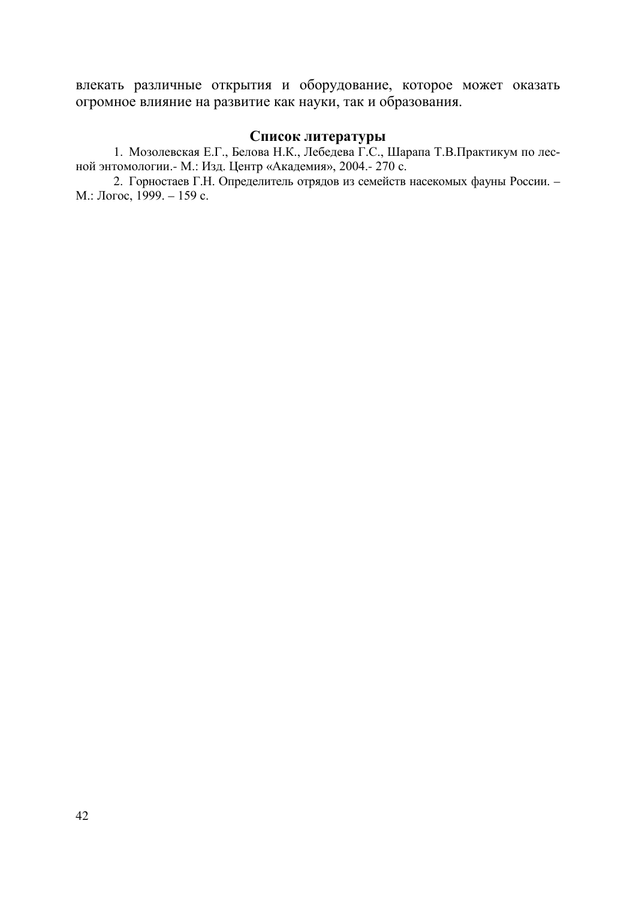влекать различные открытия и оборудование, которое может оказать огромное влияние на развитие как науки, так и образования.

### Список литературы

1. Мозолевская Е.Г., Белова Н.К., Лебедева Г.С., Шарапа Т.В.Практикум по лесной энтомологии.- М.: Изд. Центр «Академия», 2004.- 270 с.
2. Горностаев Г.Н. Определитель отрядов из семейств насекомых фауны России. – М.: Логос, 1999. – 159 с.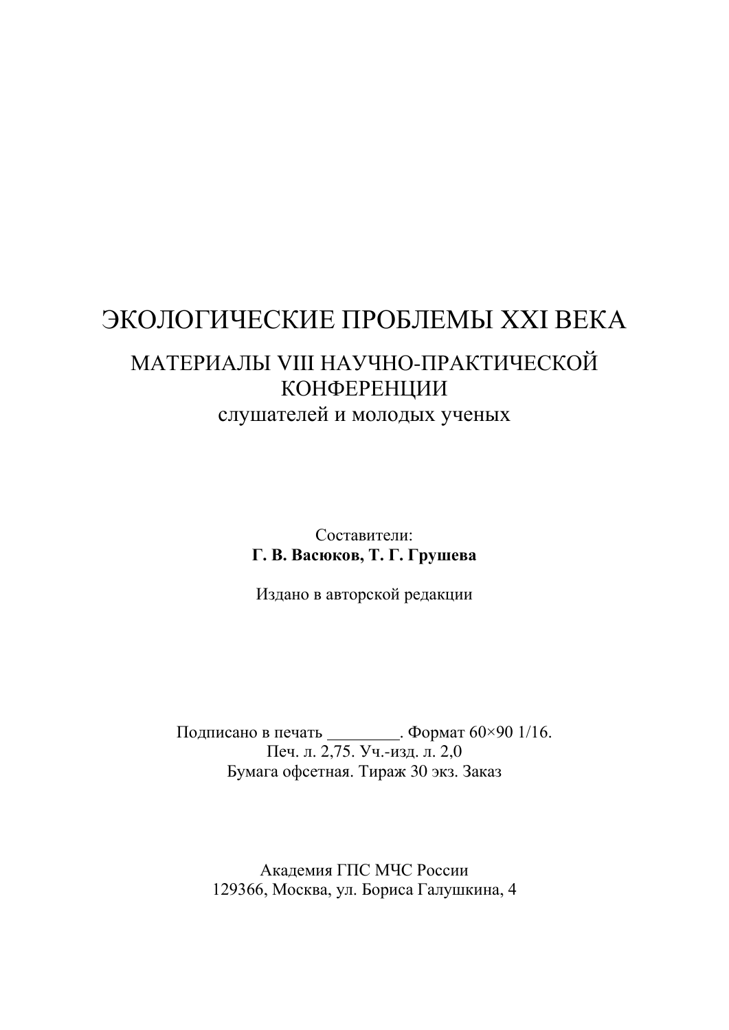# ЭКОЛОГИЧЕСКИЕ ПРОБЛЕМЫ XXI ВЕКА

## МАТЕРИАЛЫ VIII НАУЧНО-ПРАКТИЧЕСКОЙ КОНФЕРЕНЦИИ
слушателей и молодых ученых

Составители:
**Г. В. Васюков, Т. Г. Грушева**

Издано в авторской редакции

Подписано в печать ________. Формат 60×90 1/16.
Печ. л. 2,75. Уч.-изд. л. 2,0
Бумага офсетная. Тираж 30 экз. Заказ

Академия ГПС МЧС России
129366, Москва, ул. Бориса Галушкина, 4